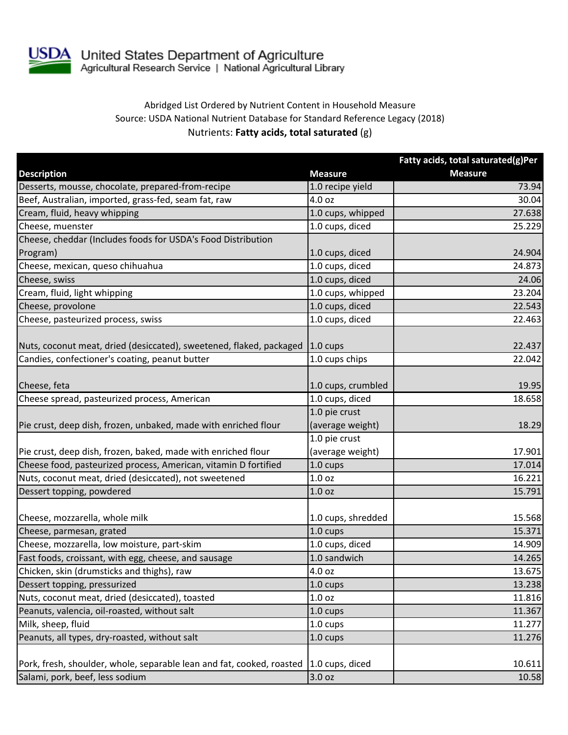USDA United States Department of Agriculture
Agricultural Research Service | National Agricultural Library

Abridged List Ordered by Nutrient Content in Household Measure
Source: USDA National Nutrient Database for Standard Reference Legacy (2018)
Nutrients: **Fatty acids, total saturated** (g)

| Description | Measure | Fatty acids, total saturated(g)Per Measure |
|---|---|---|
| Desserts, mousse, chocolate, prepared-from-recipe | 1.0 recipe yield | 73.94 |
| Beef, Australian, imported, grass-fed, seam fat, raw | 4.0 oz | 30.04 |
| Cream, fluid, heavy whipping | 1.0 cups, whipped | 27.638 |
| Cheese, muenster | 1.0 cups, diced | 25.229 |
| Cheese, cheddar (Includes foods for USDA's Food Distribution Program) | 1.0 cups, diced | 24.904 |
| Cheese, mexican, queso chihuahua | 1.0 cups, diced | 24.873 |
| Cheese, swiss | 1.0 cups, diced | 24.06 |
| Cream, fluid, light whipping | 1.0 cups, whipped | 23.204 |
| Cheese, provolone | 1.0 cups, diced | 22.543 |
| Cheese, pasteurized process, swiss | 1.0 cups, diced | 22.463 |
| Nuts, coconut meat, dried (desiccated), sweetened, flaked, packaged | 1.0 cups | 22.437 |
| Candies, confectioner's coating, peanut butter | 1.0 cups chips | 22.042 |
| Cheese, feta | 1.0 cups, crumbled | 19.95 |
| Cheese spread, pasteurized process, American | 1.0 cups, diced | 18.658 |
| Pie crust, deep dish, frozen, unbaked, made with enriched flour | 1.0 pie crust (average weight) | 18.29 |
| Pie crust, deep dish, frozen, baked, made with enriched flour | 1.0 pie crust (average weight) | 17.901 |
| Cheese food, pasteurized process, American, vitamin D fortified | 1.0 cups | 17.014 |
| Nuts, coconut meat, dried (desiccated), not sweetened | 1.0 oz | 16.221 |
| Dessert topping, powdered | 1.0 oz | 15.791 |
| Cheese, mozzarella, whole milk | 1.0 cups, shredded | 15.568 |
| Cheese, parmesan, grated | 1.0 cups | 15.371 |
| Cheese, mozzarella, low moisture, part-skim | 1.0 cups, diced | 14.909 |
| Fast foods, croissant, with egg, cheese, and sausage | 1.0 sandwich | 14.265 |
| Chicken, skin (drumsticks and thighs), raw | 4.0 oz | 13.675 |
| Dessert topping, pressurized | 1.0 cups | 13.238 |
| Nuts, coconut meat, dried (desiccated), toasted | 1.0 oz | 11.816 |
| Peanuts, valencia, oil-roasted, without salt | 1.0 cups | 11.367 |
| Milk, sheep, fluid | 1.0 cups | 11.277 |
| Peanuts, all types, dry-roasted, without salt | 1.0 cups | 11.276 |
| Pork, fresh, shoulder, whole, separable lean and fat, cooked, roasted | 1.0 cups, diced | 10.611 |
| Salami, pork, beef, less sodium | 3.0 oz | 10.58 |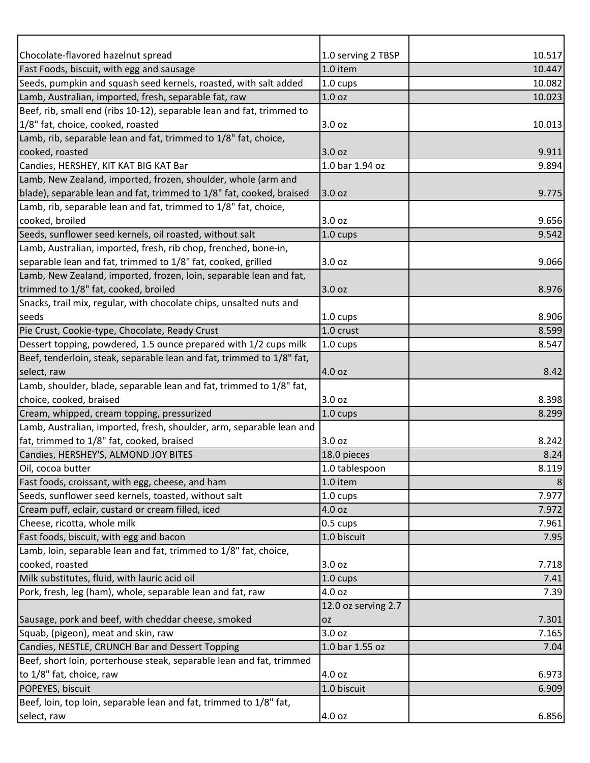| | | |
|---|---|---|
| Chocolate-flavored hazelnut spread | 1.0 serving 2 TBSP | 10.517 |
| Fast Foods, biscuit, with egg and sausage | 1.0 item | 10.447 |
| Seeds, pumpkin and squash seed kernels, roasted, with salt added | 1.0 cups | 10.082 |
| Lamb, Australian, imported, fresh, separable fat, raw | 1.0 oz | 10.023 |
| Beef, rib, small end (ribs 10-12), separable lean and fat, trimmed to 1/8" fat, choice, cooked, roasted | 3.0 oz | 10.013 |
| Lamb, rib, separable lean and fat, trimmed to 1/8" fat, choice, cooked, roasted | 3.0 oz | 9.911 |
| Candies, HERSHEY, KIT KAT BIG KAT Bar | 1.0 bar 1.94 oz | 9.894 |
| Lamb, New Zealand, imported, frozen, shoulder, whole (arm and blade), separable lean and fat, trimmed to 1/8" fat, cooked, braised | 3.0 oz | 9.775 |
| Lamb, rib, separable lean and fat, trimmed to 1/8" fat, choice, cooked, broiled | 3.0 oz | 9.656 |
| Seeds, sunflower seed kernels, oil roasted, without salt | 1.0 cups | 9.542 |
| Lamb, Australian, imported, fresh, rib chop, frenched, bone-in, separable lean and fat, trimmed to 1/8" fat, cooked, grilled | 3.0 oz | 9.066 |
| Lamb, New Zealand, imported, frozen, loin, separable lean and fat, trimmed to 1/8" fat, cooked, broiled | 3.0 oz | 8.976 |
| Snacks, trail mix, regular, with chocolate chips, unsalted nuts and seeds | 1.0 cups | 8.906 |
| Pie Crust, Cookie-type, Chocolate, Ready Crust | 1.0 crust | 8.599 |
| Dessert topping, powdered, 1.5 ounce prepared with 1/2 cups milk | 1.0 cups | 8.547 |
| Beef, tenderloin, steak, separable lean and fat, trimmed to 1/8" fat, select, raw | 4.0 oz | 8.42 |
| Lamb, shoulder, blade, separable lean and fat, trimmed to 1/8" fat, choice, cooked, braised | 3.0 oz | 8.398 |
| Cream, whipped, cream topping, pressurized | 1.0 cups | 8.299 |
| Lamb, Australian, imported, fresh, shoulder, arm, separable lean and fat, trimmed to 1/8" fat, cooked, braised | 3.0 oz | 8.242 |
| Candies, HERSHEY'S, ALMOND JOY BITES | 18.0 pieces | 8.24 |
| Oil, cocoa butter | 1.0 tablespoon | 8.119 |
| Fast foods, croissant, with egg, cheese, and ham | 1.0 item | 8 |
| Seeds, sunflower seed kernels, toasted, without salt | 1.0 cups | 7.977 |
| Cream puff, eclair, custard or cream filled, iced | 4.0 oz | 7.972 |
| Cheese, ricotta, whole milk | 0.5 cups | 7.961 |
| Fast foods, biscuit, with egg and bacon | 1.0 biscuit | 7.95 |
| Lamb, loin, separable lean and fat, trimmed to 1/8" fat, choice, cooked, roasted | 3.0 oz | 7.718 |
| Milk substitutes, fluid, with lauric acid oil | 1.0 cups | 7.41 |
| Pork, fresh, leg (ham), whole, separable lean and fat, raw | 4.0 oz | 7.39 |
| Sausage, pork and beef, with cheddar cheese, smoked | 12.0 oz serving 2.7 oz | 7.301 |
| Squab, (pigeon), meat and skin, raw | 3.0 oz | 7.165 |
| Candies, NESTLE, CRUNCH Bar and Dessert Topping | 1.0 bar 1.55 oz | 7.04 |
| Beef, short loin, porterhouse steak, separable lean and fat, trimmed to 1/8" fat, choice, raw | 4.0 oz | 6.973 |
| POPEYES, biscuit | 1.0 biscuit | 6.909 |
| Beef, loin, top loin, separable lean and fat, trimmed to 1/8" fat, select, raw | 4.0 oz | 6.856 |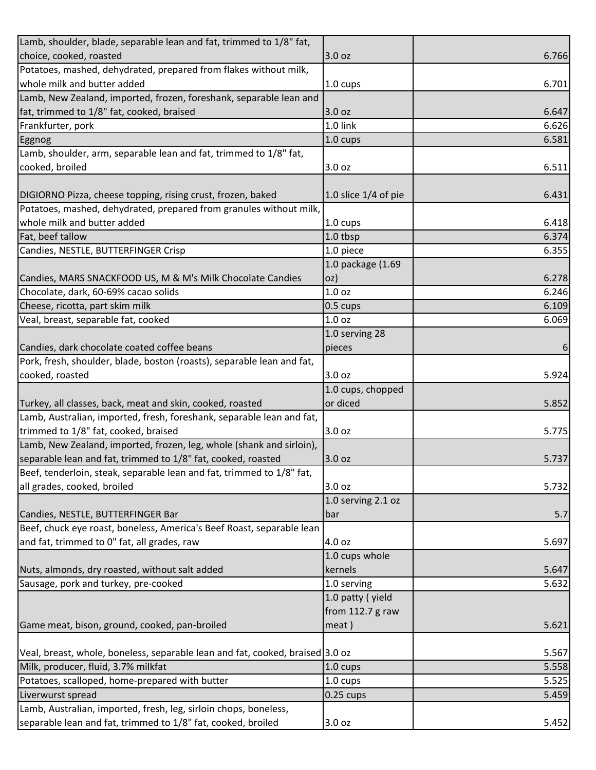| | | |
|---|---|---|
| Lamb, shoulder, blade, separable lean and fat, trimmed to 1/8" fat, choice, cooked, roasted | 3.0 oz | 6.766 |
| Potatoes, mashed, dehydrated, prepared from flakes without milk, whole milk and butter added | 1.0 cups | 6.701 |
| Lamb, New Zealand, imported, frozen, foreshank, separable lean and fat, trimmed to 1/8" fat, cooked, braised | 3.0 oz | 6.647 |
| Frankfurter, pork | 1.0 link | 6.626 |
| Eggnog | 1.0 cups | 6.581 |
| Lamb, shoulder, arm, separable lean and fat, trimmed to 1/8" fat, cooked, broiled | 3.0 oz | 6.511 |
| DIGIORNO Pizza, cheese topping, rising crust, frozen, baked | 1.0 slice 1/4 of pie | 6.431 |
| Potatoes, mashed, dehydrated, prepared from granules without milk, whole milk and butter added | 1.0 cups | 6.418 |
| Fat, beef tallow | 1.0 tbsp | 6.374 |
| Candies, NESTLE, BUTTERFINGER Crisp | 1.0 piece | 6.355 |
| Candies, MARS SNACKFOOD US, M & M's Milk Chocolate Candies | 1.0 package (1.69 oz) | 6.278 |
| Chocolate, dark, 60-69% cacao solids | 1.0 oz | 6.246 |
| Cheese, ricotta, part skim milk | 0.5 cups | 6.109 |
| Veal, breast, separable fat, cooked | 1.0 oz | 6.069 |
| Candies, dark chocolate coated coffee beans | 1.0 serving 28 pieces | 6 |
| Pork, fresh, shoulder, blade, boston (roasts), separable lean and fat, cooked, roasted | 3.0 oz | 5.924 |
| Turkey, all classes, back, meat and skin, cooked, roasted | 1.0 cups, chopped or diced | 5.852 |
| Lamb, Australian, imported, fresh, foreshank, separable lean and fat, trimmed to 1/8" fat, cooked, braised | 3.0 oz | 5.775 |
| Lamb, New Zealand, imported, frozen, leg, whole (shank and sirloin), separable lean and fat, trimmed to 1/8" fat, cooked, roasted | 3.0 oz | 5.737 |
| Beef, tenderloin, steak, separable lean and fat, trimmed to 1/8" fat, all grades, cooked, broiled | 3.0 oz | 5.732 |
| Candies, NESTLE, BUTTERFINGER Bar | 1.0 serving 2.1 oz bar | 5.7 |
| Beef, chuck eye roast, boneless, America's Beef Roast, separable lean and fat, trimmed to 0" fat, all grades, raw | 4.0 oz | 5.697 |
| Nuts, almonds, dry roasted, without salt added | 1.0 cups whole kernels | 5.647 |
| Sausage, pork and turkey, pre-cooked | 1.0 serving | 5.632 |
| Game meat, bison, ground, cooked, pan-broiled | 1.0 patty ( yield from 112.7 g raw meat ) | 5.621 |
| Veal, breast, whole, boneless, separable lean and fat, cooked, braised | 3.0 oz | 5.567 |
| Milk, producer, fluid, 3.7% milkfat | 1.0 cups | 5.558 |
| Potatoes, scalloped, home-prepared with butter | 1.0 cups | 5.525 |
| Liverwurst spread | 0.25 cups | 5.459 |
| Lamb, Australian, imported, fresh, leg, sirloin chops, boneless, separable lean and fat, trimmed to 1/8" fat, cooked, broiled | 3.0 oz | 5.452 |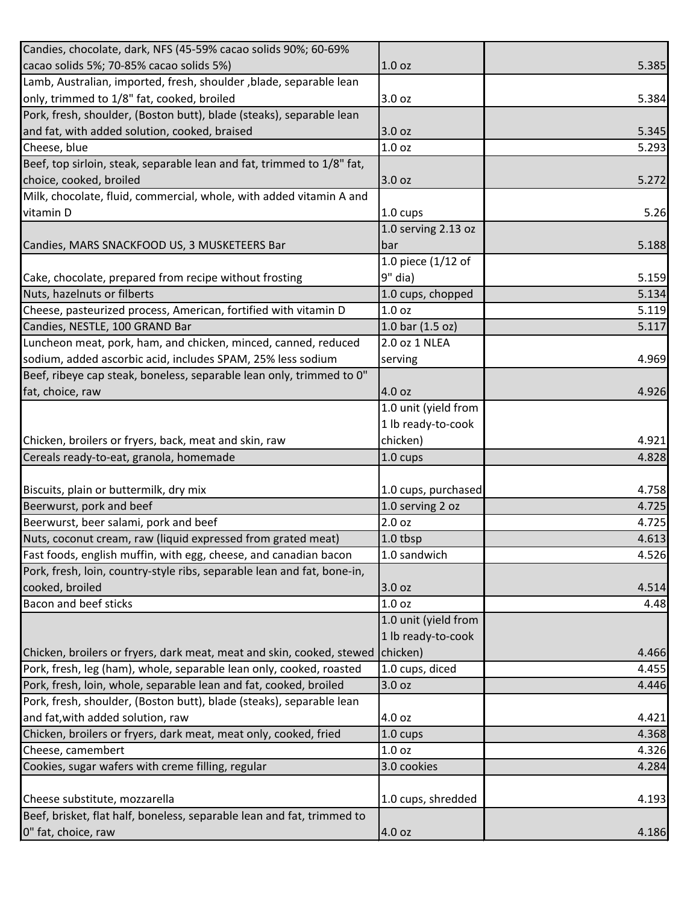| | | |
|---|---|---|
| Candies, chocolate, dark, NFS (45-59% cacao solids 90%; 60-69% cacao solids 5%; 70-85% cacao solids 5%) | 1.0 oz | 5.385 |
| Lamb, Australian, imported, fresh, shoulder ,blade, separable lean only, trimmed to 1/8" fat, cooked, broiled | 3.0 oz | 5.384 |
| Pork, fresh, shoulder, (Boston butt), blade (steaks), separable lean and fat, with added solution, cooked, braised | 3.0 oz | 5.345 |
| Cheese, blue | 1.0 oz | 5.293 |
| Beef, top sirloin, steak, separable lean and fat, trimmed to 1/8" fat, choice, cooked, broiled | 3.0 oz | 5.272 |
| Milk, chocolate, fluid, commercial, whole, with added vitamin A and vitamin D | 1.0 cups | 5.26 |
| Candies, MARS SNACKFOOD US, 3 MUSKETEERS Bar | 1.0 serving 2.13 oz bar | 5.188 |
| Cake, chocolate, prepared from recipe without frosting | 1.0 piece (1/12 of 9" dia) | 5.159 |
| Nuts, hazelnuts or filberts | 1.0 cups, chopped | 5.134 |
| Cheese, pasteurized process, American, fortified with vitamin D | 1.0 oz | 5.119 |
| Candies, NESTLE, 100 GRAND Bar | 1.0 bar (1.5 oz) | 5.117 |
| Luncheon meat, pork, ham, and chicken, minced, canned, reduced sodium, added ascorbic acid, includes SPAM, 25% less sodium | 2.0 oz 1 NLEA serving | 4.969 |
| Beef, ribeye cap steak, boneless, separable lean only, trimmed to 0" fat, choice, raw | 4.0 oz | 4.926 |
| Chicken, broilers or fryers, back, meat and skin, raw | 1.0 unit (yield from 1 lb ready-to-cook chicken) | 4.921 |
| Cereals ready-to-eat, granola, homemade | 1.0 cups | 4.828 |
| Biscuits, plain or buttermilk, dry mix | 1.0 cups, purchased | 4.758 |
| Beerwurst, pork and beef | 1.0 serving 2 oz | 4.725 |
| Beerwurst, beer salami, pork and beef | 2.0 oz | 4.725 |
| Nuts, coconut cream, raw (liquid expressed from grated meat) | 1.0 tbsp | 4.613 |
| Fast foods, english muffin, with egg, cheese, and canadian bacon | 1.0 sandwich | 4.526 |
| Pork, fresh, loin, country-style ribs, separable lean and fat, bone-in, cooked, broiled | 3.0 oz | 4.514 |
| Bacon and beef sticks | 1.0 oz | 4.48 |
| Chicken, broilers or fryers, dark meat, meat and skin, cooked, stewed | 1.0 unit (yield from 1 lb ready-to-cook chicken) | 4.466 |
| Pork, fresh, leg (ham), whole, separable lean only, cooked, roasted | 1.0 cups, diced | 4.455 |
| Pork, fresh, loin, whole, separable lean and fat, cooked, broiled | 3.0 oz | 4.446 |
| Pork, fresh, shoulder, (Boston butt), blade (steaks), separable lean and fat,with added solution, raw | 4.0 oz | 4.421 |
| Chicken, broilers or fryers, dark meat, meat only, cooked, fried | 1.0 cups | 4.368 |
| Cheese, camembert | 1.0 oz | 4.326 |
| Cookies, sugar wafers with creme filling, regular | 3.0 cookies | 4.284 |
| Cheese substitute, mozzarella | 1.0 cups, shredded | 4.193 |
| Beef, brisket, flat half, boneless, separable lean and fat, trimmed to 0" fat, choice, raw | 4.0 oz | 4.186 |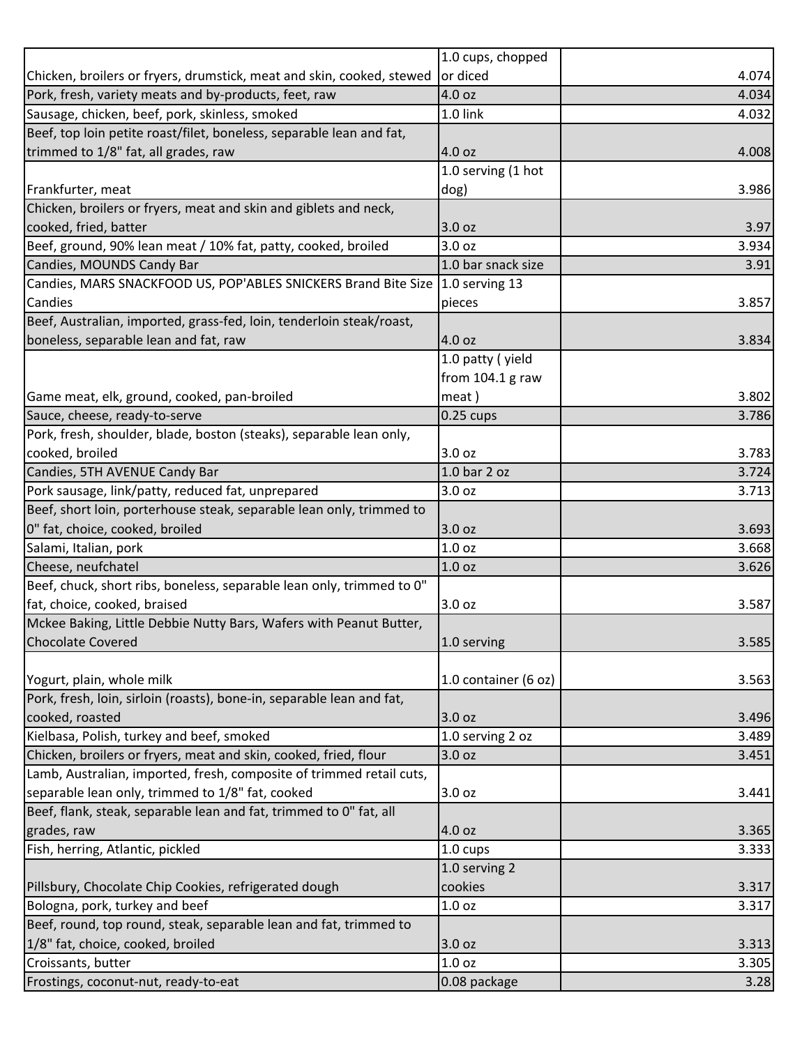| | | |
|---|---|---|
| Chicken, broilers or fryers, drumstick, meat and skin, cooked, stewed | 1.0 cups, chopped or diced | 4.074 |
| Pork, fresh, variety meats and by-products, feet, raw | 4.0 oz | 4.034 |
| Sausage, chicken, beef, pork, skinless, smoked | 1.0 link | 4.032 |
| Beef, top loin petite roast/filet, boneless, separable lean and fat, trimmed to 1/8" fat, all grades, raw | 4.0 oz | 4.008 |
| Frankfurter, meat | 1.0 serving (1 hot dog) | 3.986 |
| Chicken, broilers or fryers, meat and skin and giblets and neck, cooked, fried, batter | 3.0 oz | 3.97 |
| Beef, ground, 90% lean meat / 10% fat, patty, cooked, broiled | 3.0 oz | 3.934 |
| Candies, MOUNDS Candy Bar | 1.0 bar snack size | 3.91 |
| Candies, MARS SNACKFOOD US, POP'ABLES SNICKERS Brand Bite Size Candies | 1.0 serving 13 pieces | 3.857 |
| Beef, Australian, imported, grass-fed, loin, tenderloin steak/roast, boneless, separable lean and fat, raw | 4.0 oz | 3.834 |
| Game meat, elk, ground, cooked, pan-broiled | 1.0 patty ( yield from 104.1 g raw meat ) | 3.802 |
| Sauce, cheese, ready-to-serve | 0.25 cups | 3.786 |
| Pork, fresh, shoulder, blade, boston (steaks), separable lean only, cooked, broiled | 3.0 oz | 3.783 |
| Candies, 5TH AVENUE Candy Bar | 1.0 bar 2 oz | 3.724 |
| Pork sausage, link/patty, reduced fat, unprepared | 3.0 oz | 3.713 |
| Beef, short loin, porterhouse steak, separable lean only, trimmed to 0" fat, choice, cooked, broiled | 3.0 oz | 3.693 |
| Salami, Italian, pork | 1.0 oz | 3.668 |
| Cheese, neufchatel | 1.0 oz | 3.626 |
| Beef, chuck, short ribs, boneless, separable lean only, trimmed to 0" fat, choice, cooked, braised | 3.0 oz | 3.587 |
| Mckee Baking, Little Debbie Nutty Bars, Wafers with Peanut Butter, Chocolate Covered | 1.0 serving | 3.585 |
| Yogurt, plain, whole milk | 1.0 container (6 oz) | 3.563 |
| Pork, fresh, loin, sirloin (roasts), bone-in, separable lean and fat, cooked, roasted | 3.0 oz | 3.496 |
| Kielbasa, Polish, turkey and beef, smoked | 1.0 serving 2 oz | 3.489 |
| Chicken, broilers or fryers, meat and skin, cooked, fried, flour | 3.0 oz | 3.451 |
| Lamb, Australian, imported, fresh, composite of trimmed retail cuts, separable lean only, trimmed to 1/8" fat, cooked | 3.0 oz | 3.441 |
| Beef, flank, steak, separable lean and fat, trimmed to 0" fat, all grades, raw | 4.0 oz | 3.365 |
| Fish, herring, Atlantic, pickled | 1.0 cups | 3.333 |
| Pillsbury, Chocolate Chip Cookies, refrigerated dough | 1.0 serving 2 cookies | 3.317 |
| Bologna, pork, turkey and beef | 1.0 oz | 3.317 |
| Beef, round, top round, steak, separable lean and fat, trimmed to 1/8" fat, choice, cooked, broiled | 3.0 oz | 3.313 |
| Croissants, butter | 1.0 oz | 3.305 |
| Frostings, coconut-nut, ready-to-eat | 0.08 package | 3.28 |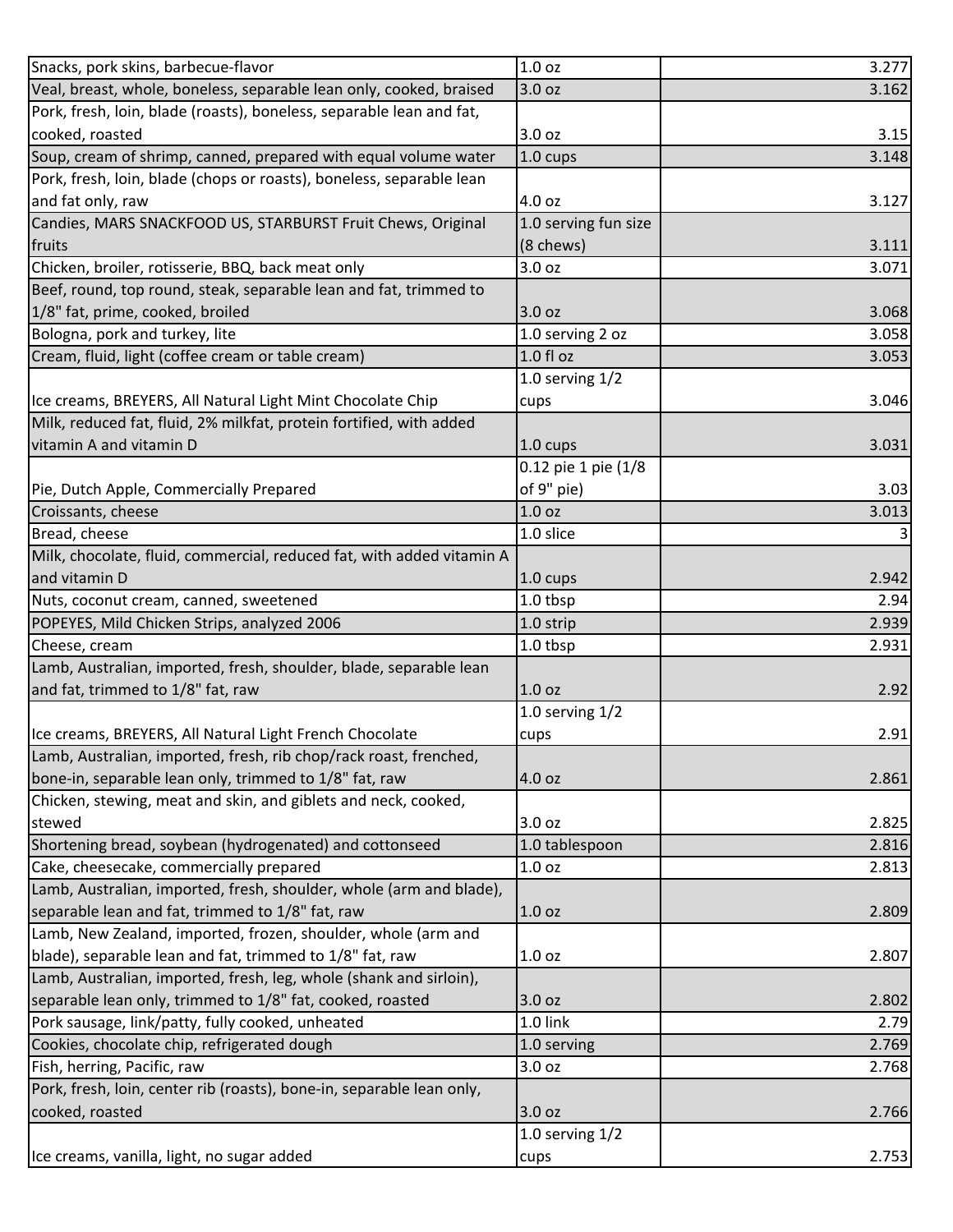| | | |
|---|---|---|
| Snacks, pork skins, barbecue-flavor | 1.0 oz | 3.277 |
| Veal, breast, whole, boneless, separable lean only, cooked, braised | 3.0 oz | 3.162 |
| Pork, fresh, loin, blade (roasts), boneless, separable lean and fat, cooked, roasted | 3.0 oz | 3.15 |
| Soup, cream of shrimp, canned, prepared with equal volume water | 1.0 cups | 3.148 |
| Pork, fresh, loin, blade (chops or roasts), boneless, separable lean and fat only, raw | 4.0 oz | 3.127 |
| Candies, MARS SNACKFOOD US, STARBURST Fruit Chews, Original fruits | 1.0 serving fun size (8 chews) | 3.111 |
| Chicken, broiler, rotisserie, BBQ, back meat only | 3.0 oz | 3.071 |
| Beef, round, top round, steak, separable lean and fat, trimmed to 1/8" fat, prime, cooked, broiled | 3.0 oz | 3.068 |
| Bologna, pork and turkey, lite | 1.0 serving 2 oz | 3.058 |
| Cream, fluid, light (coffee cream or table cream) | 1.0 fl oz | 3.053 |
| Ice creams, BREYERS, All Natural Light Mint Chocolate Chip | 1.0 serving 1/2 cups | 3.046 |
| Milk, reduced fat, fluid, 2% milkfat, protein fortified, with added vitamin A and vitamin D | 1.0 cups | 3.031 |
| Pie, Dutch Apple, Commercially Prepared | 0.12 pie 1 pie (1/8 of 9" pie) | 3.03 |
| Croissants, cheese | 1.0 oz | 3.013 |
| Bread, cheese | 1.0 slice | 3 |
| Milk, chocolate, fluid, commercial, reduced fat, with added vitamin A and vitamin D | 1.0 cups | 2.942 |
| Nuts, coconut cream, canned, sweetened | 1.0 tbsp | 2.94 |
| POPEYES, Mild Chicken Strips, analyzed 2006 | 1.0 strip | 2.939 |
| Cheese, cream | 1.0 tbsp | 2.931 |
| Lamb, Australian, imported, fresh, shoulder, blade, separable lean and fat, trimmed to 1/8" fat, raw | 1.0 oz | 2.92 |
| Ice creams, BREYERS, All Natural Light French Chocolate | 1.0 serving 1/2 cups | 2.91 |
| Lamb, Australian, imported, fresh, rib chop/rack roast, frenched, bone-in, separable lean only, trimmed to 1/8" fat, raw | 4.0 oz | 2.861 |
| Chicken, stewing, meat and skin, and giblets and neck, cooked, stewed | 3.0 oz | 2.825 |
| Shortening bread, soybean (hydrogenated) and cottonseed | 1.0 tablespoon | 2.816 |
| Cake, cheesecake, commercially prepared | 1.0 oz | 2.813 |
| Lamb, Australian, imported, fresh, shoulder, whole (arm and blade), separable lean and fat, trimmed to 1/8" fat, raw | 1.0 oz | 2.809 |
| Lamb, New Zealand, imported, frozen, shoulder, whole (arm and blade), separable lean and fat, trimmed to 1/8" fat, raw | 1.0 oz | 2.807 |
| Lamb, Australian, imported, fresh, leg, whole (shank and sirloin), separable lean only, trimmed to 1/8" fat, cooked, roasted | 3.0 oz | 2.802 |
| Pork sausage, link/patty, fully cooked, unheated | 1.0 link | 2.79 |
| Cookies, chocolate chip, refrigerated dough | 1.0 serving | 2.769 |
| Fish, herring, Pacific, raw | 3.0 oz | 2.768 |
| Pork, fresh, loin, center rib (roasts), bone-in, separable lean only, cooked, roasted | 3.0 oz | 2.766 |
| Ice creams, vanilla, light, no sugar added | 1.0 serving 1/2 cups | 2.753 |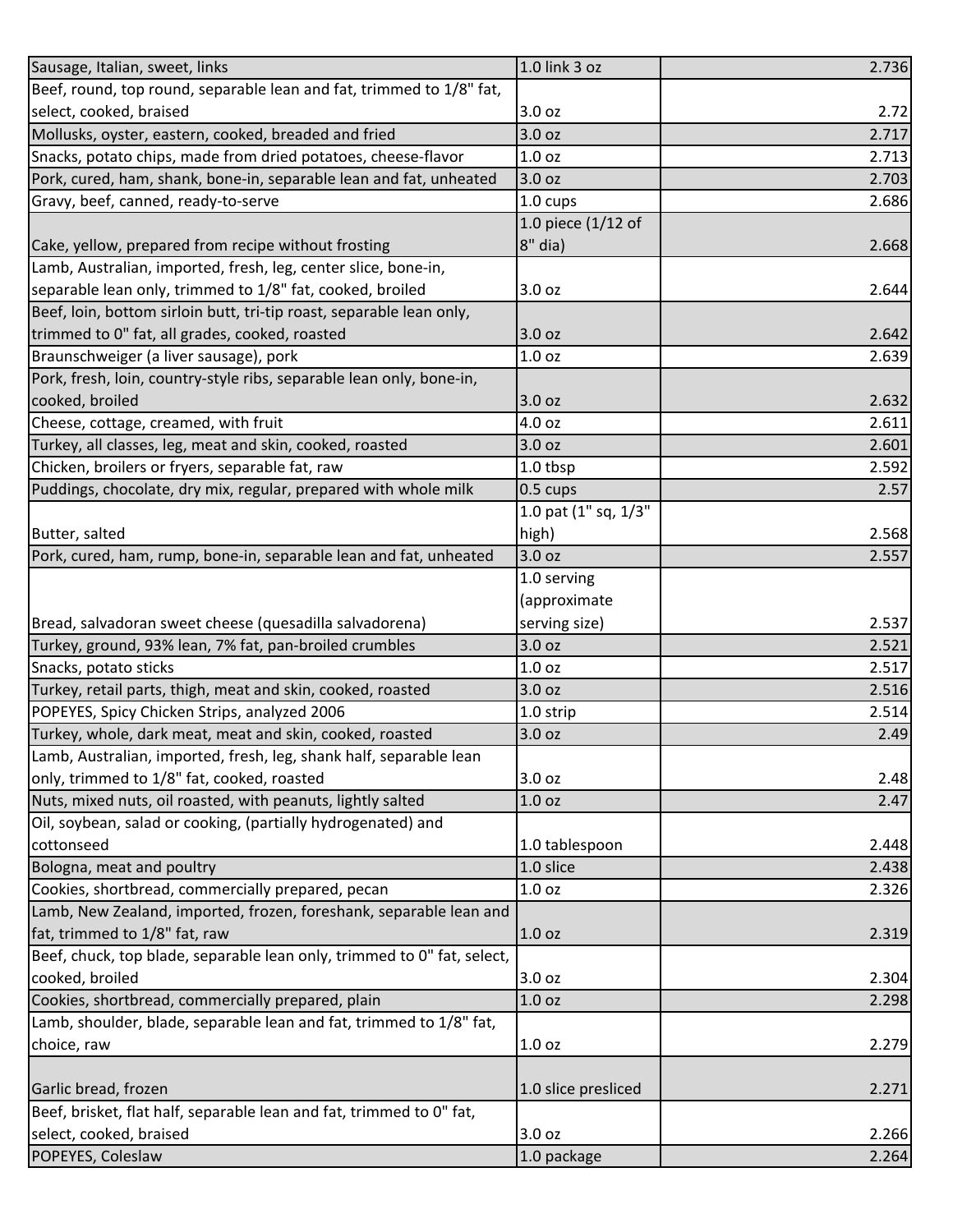| | | |
|---|---|---|
| Sausage, Italian, sweet, links | 1.0 link 3 oz | 2.736 |
| Beef, round, top round, separable lean and fat, trimmed to 1/8" fat, select, cooked, braised | 3.0 oz | 2.72 |
| Mollusks, oyster, eastern, cooked, breaded and fried | 3.0 oz | 2.717 |
| Snacks, potato chips, made from dried potatoes, cheese-flavor | 1.0 oz | 2.713 |
| Pork, cured, ham, shank, bone-in, separable lean and fat, unheated | 3.0 oz | 2.703 |
| Gravy, beef, canned, ready-to-serve | 1.0 cups | 2.686 |
| Cake, yellow, prepared from recipe without frosting | 1.0 piece (1/12 of 8" dia) | 2.668 |
| Lamb, Australian, imported, fresh, leg, center slice, bone-in, separable lean only, trimmed to 1/8" fat, cooked, broiled | 3.0 oz | 2.644 |
| Beef, loin, bottom sirloin butt, tri-tip roast, separable lean only, trimmed to 0" fat, all grades, cooked, roasted | 3.0 oz | 2.642 |
| Braunschweiger (a liver sausage), pork | 1.0 oz | 2.639 |
| Pork, fresh, loin, country-style ribs, separable lean only, bone-in, cooked, broiled | 3.0 oz | 2.632 |
| Cheese, cottage, creamed, with fruit | 4.0 oz | 2.611 |
| Turkey, all classes, leg, meat and skin, cooked, roasted | 3.0 oz | 2.601 |
| Chicken, broilers or fryers, separable fat, raw | 1.0 tbsp | 2.592 |
| Puddings, chocolate, dry mix, regular, prepared with whole milk | 0.5 cups | 2.57 |
| Butter, salted | 1.0 pat (1" sq, 1/3" high) | 2.568 |
| Pork, cured, ham, rump, bone-in, separable lean and fat, unheated | 3.0 oz | 2.557 |
| Bread, salvadoran sweet cheese (quesadilla salvadorena) | 1.0 serving (approximate serving size) | 2.537 |
| Turkey, ground, 93% lean, 7% fat, pan-broiled crumbles | 3.0 oz | 2.521 |
| Snacks, potato sticks | 1.0 oz | 2.517 |
| Turkey, retail parts, thigh, meat and skin, cooked, roasted | 3.0 oz | 2.516 |
| POPEYES, Spicy Chicken Strips, analyzed 2006 | 1.0 strip | 2.514 |
| Turkey, whole, dark meat, meat and skin, cooked, roasted | 3.0 oz | 2.49 |
| Lamb, Australian, imported, fresh, leg, shank half, separable lean only, trimmed to 1/8" fat, cooked, roasted | 3.0 oz | 2.48 |
| Nuts, mixed nuts, oil roasted, with peanuts, lightly salted | 1.0 oz | 2.47 |
| Oil, soybean, salad or cooking, (partially hydrogenated) and cottonseed | 1.0 tablespoon | 2.448 |
| Bologna, meat and poultry | 1.0 slice | 2.438 |
| Cookies, shortbread, commercially prepared, pecan | 1.0 oz | 2.326 |
| Lamb, New Zealand, imported, frozen, foreshank, separable lean and fat, trimmed to 1/8" fat, raw | 1.0 oz | 2.319 |
| Beef, chuck, top blade, separable lean only, trimmed to 0" fat, select, cooked, broiled | 3.0 oz | 2.304 |
| Cookies, shortbread, commercially prepared, plain | 1.0 oz | 2.298 |
| Lamb, shoulder, blade, separable lean and fat, trimmed to 1/8" fat, choice, raw | 1.0 oz | 2.279 |
| Garlic bread, frozen | 1.0 slice presliced | 2.271 |
| Beef, brisket, flat half, separable lean and fat, trimmed to 0" fat, select, cooked, braised | 3.0 oz | 2.266 |
| POPEYES, Coleslaw | 1.0 package | 2.264 |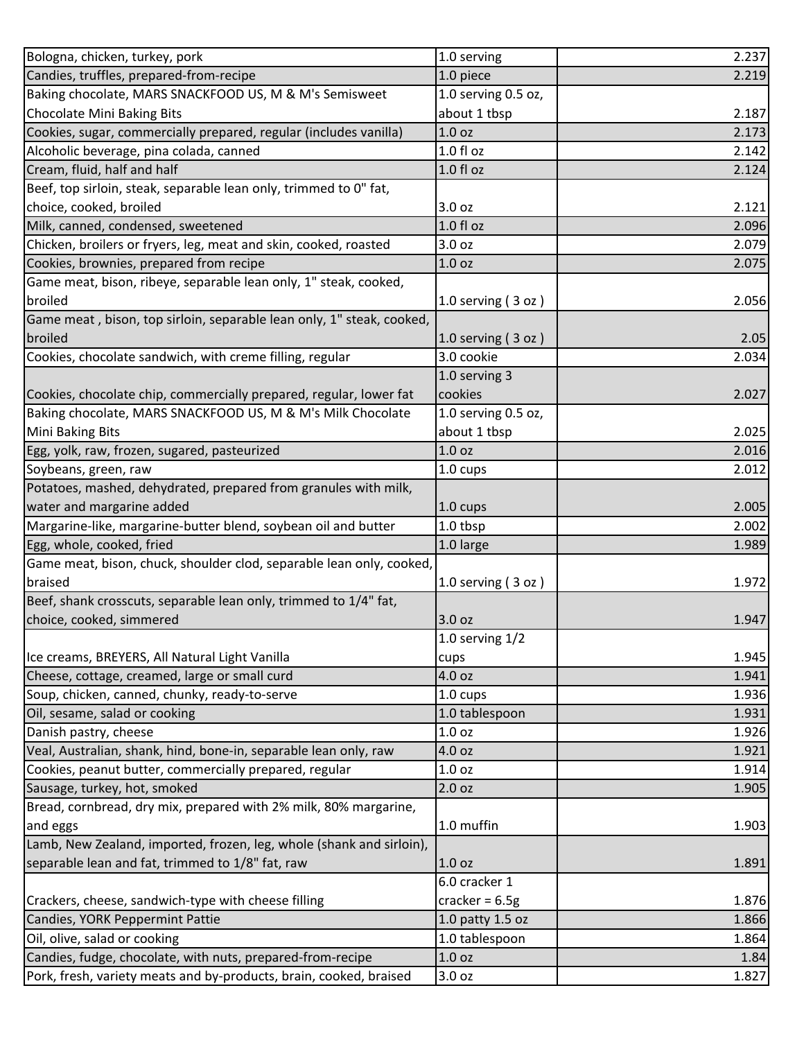| | | |
|---|---|---|
| Bologna, chicken, turkey, pork | 1.0 serving | 2.237 |
| Candies, truffles, prepared-from-recipe | 1.0 piece | 2.219 |
| Baking chocolate, MARS SNACKFOOD US, M & M's Semisweet Chocolate Mini Baking Bits | 1.0 serving 0.5 oz, about 1 tbsp | 2.187 |
| Cookies, sugar, commercially prepared, regular (includes vanilla) | 1.0 oz | 2.173 |
| Alcoholic beverage, pina colada, canned | 1.0 fl oz | 2.142 |
| Cream, fluid, half and half | 1.0 fl oz | 2.124 |
| Beef, top sirloin, steak, separable lean only, trimmed to 0" fat, choice, cooked, broiled | 3.0 oz | 2.121 |
| Milk, canned, condensed, sweetened | 1.0 fl oz | 2.096 |
| Chicken, broilers or fryers, leg, meat and skin, cooked, roasted | 3.0 oz | 2.079 |
| Cookies, brownies, prepared from recipe | 1.0 oz | 2.075 |
| Game meat, bison, ribeye, separable lean only, 1" steak, cooked, broiled | 1.0 serving ( 3 oz ) | 2.056 |
| Game meat , bison, top sirloin, separable lean only, 1" steak, cooked, broiled | 1.0 serving ( 3 oz ) | 2.05 |
| Cookies, chocolate sandwich, with creme filling, regular | 3.0 cookie | 2.034 |
| Cookies, chocolate chip, commercially prepared, regular, lower fat | 1.0 serving 3 cookies | 2.027 |
| Baking chocolate, MARS SNACKFOOD US, M & M's Milk Chocolate Mini Baking Bits | 1.0 serving 0.5 oz, about 1 tbsp | 2.025 |
| Egg, yolk, raw, frozen, sugared, pasteurized | 1.0 oz | 2.016 |
| Soybeans, green, raw | 1.0 cups | 2.012 |
| Potatoes, mashed, dehydrated, prepared from granules with milk, water and margarine added | 1.0 cups | 2.005 |
| Margarine-like, margarine-butter blend, soybean oil and butter | 1.0 tbsp | 2.002 |
| Egg, whole, cooked, fried | 1.0 large | 1.989 |
| Game meat, bison, chuck, shoulder clod, separable lean only, cooked, braised | 1.0 serving ( 3 oz ) | 1.972 |
| Beef, shank crosscuts, separable lean only, trimmed to 1/4" fat, choice, cooked, simmered | 3.0 oz | 1.947 |
| Ice creams, BREYERS, All Natural Light Vanilla | 1.0 serving 1/2 cups | 1.945 |
| Cheese, cottage, creamed, large or small curd | 4.0 oz | 1.941 |
| Soup, chicken, canned, chunky, ready-to-serve | 1.0 cups | 1.936 |
| Oil, sesame, salad or cooking | 1.0 tablespoon | 1.931 |
| Danish pastry, cheese | 1.0 oz | 1.926 |
| Veal, Australian, shank, hind, bone-in, separable lean only, raw | 4.0 oz | 1.921 |
| Cookies, peanut butter, commercially prepared, regular | 1.0 oz | 1.914 |
| Sausage, turkey, hot, smoked | 2.0 oz | 1.905 |
| Bread, cornbread, dry mix, prepared with 2% milk, 80% margarine, and eggs | 1.0 muffin | 1.903 |
| Lamb, New Zealand, imported, frozen, leg, whole (shank and sirloin), separable lean and fat, trimmed to 1/8" fat, raw | 1.0 oz | 1.891 |
| Crackers, cheese, sandwich-type with cheese filling | 6.0 cracker 1 cracker = 6.5g | 1.876 |
| Candies, YORK Peppermint Pattie | 1.0 patty 1.5 oz | 1.866 |
| Oil, olive, salad or cooking | 1.0 tablespoon | 1.864 |
| Candies, fudge, chocolate, with nuts, prepared-from-recipe | 1.0 oz | 1.84 |
| Pork, fresh, variety meats and by-products, brain, cooked, braised | 3.0 oz | 1.827 |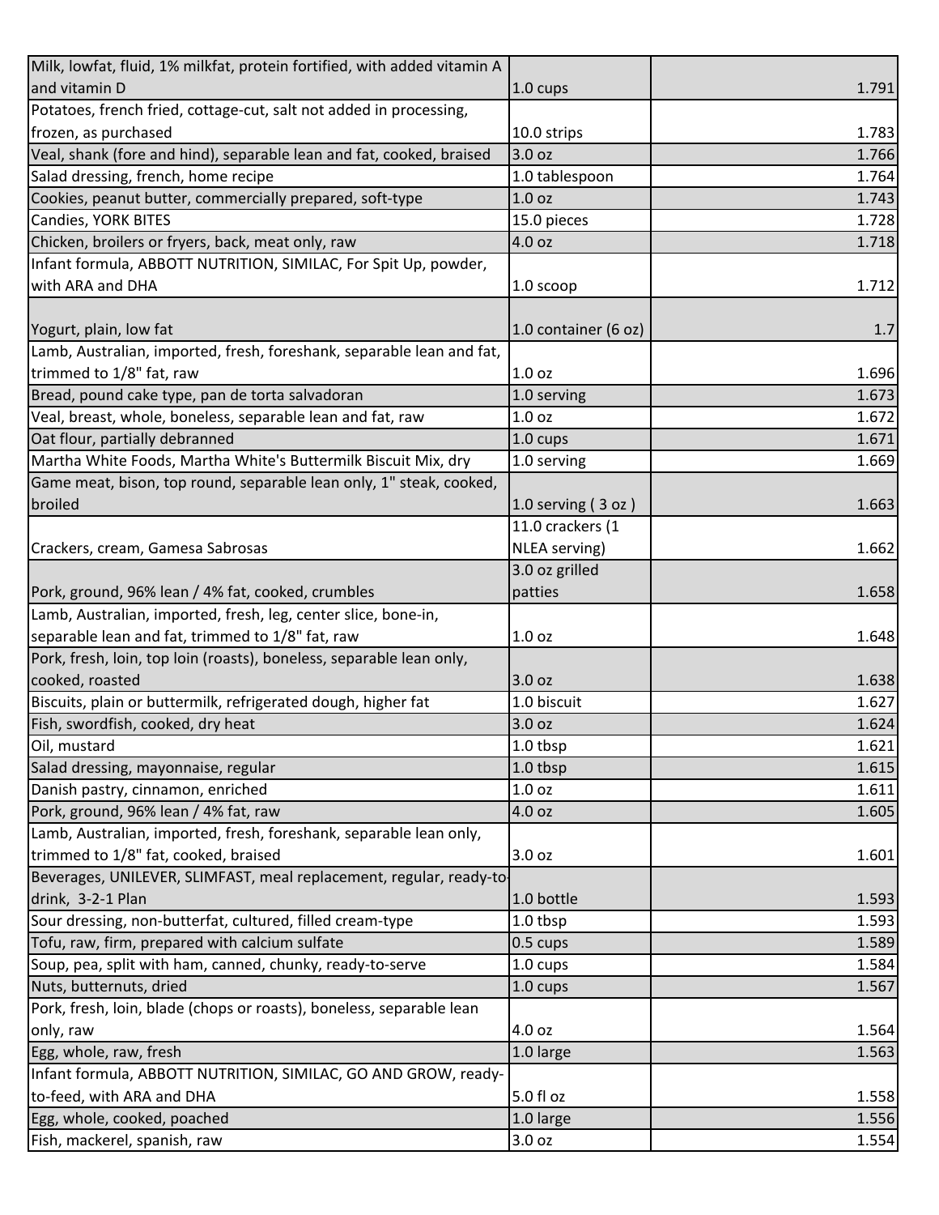| | | |
|---|---|---|
| Milk, lowfat, fluid, 1% milkfat, protein fortified, with added vitamin A and vitamin D | 1.0 cups | 1.791 |
| Potatoes, french fried, cottage-cut, salt not added in processing, frozen, as purchased | 10.0 strips | 1.783 |
| Veal, shank (fore and hind), separable lean and fat, cooked, braised | 3.0 oz | 1.766 |
| Salad dressing, french, home recipe | 1.0 tablespoon | 1.764 |
| Cookies, peanut butter, commercially prepared, soft-type | 1.0 oz | 1.743 |
| Candies, YORK BITES | 15.0 pieces | 1.728 |
| Chicken, broilers or fryers, back, meat only, raw | 4.0 oz | 1.718 |
| Infant formula, ABBOTT NUTRITION, SIMILAC, For Spit Up, powder, with ARA and DHA | 1.0 scoop | 1.712 |
| Yogurt, plain, low fat | 1.0 container (6 oz) | 1.7 |
| Lamb, Australian, imported, fresh, foreshank, separable lean and fat, trimmed to 1/8" fat, raw | 1.0 oz | 1.696 |
| Bread, pound cake type, pan de torta salvadoran | 1.0 serving | 1.673 |
| Veal, breast, whole, boneless, separable lean and fat, raw | 1.0 oz | 1.672 |
| Oat flour, partially debranned | 1.0 cups | 1.671 |
| Martha White Foods, Martha White's Buttermilk Biscuit Mix, dry | 1.0 serving | 1.669 |
| Game meat, bison, top round, separable lean only, 1" steak, cooked, broiled | 1.0 serving ( 3 oz ) | 1.663 |
| Crackers, cream, Gamesa Sabrosas | 11.0 crackers (1 NLEA serving) | 1.662 |
| Pork, ground, 96% lean / 4% fat, cooked, crumbles | 3.0 oz grilled patties | 1.658 |
| Lamb, Australian, imported, fresh, leg, center slice, bone-in, separable lean and fat, trimmed to 1/8" fat, raw | 1.0 oz | 1.648 |
| Pork, fresh, loin, top loin (roasts), boneless, separable lean only, cooked, roasted | 3.0 oz | 1.638 |
| Biscuits, plain or buttermilk, refrigerated dough, higher fat | 1.0 biscuit | 1.627 |
| Fish, swordfish, cooked, dry heat | 3.0 oz | 1.624 |
| Oil, mustard | 1.0 tbsp | 1.621 |
| Salad dressing, mayonnaise, regular | 1.0 tbsp | 1.615 |
| Danish pastry, cinnamon, enriched | 1.0 oz | 1.611 |
| Pork, ground, 96% lean / 4% fat, raw | 4.0 oz | 1.605 |
| Lamb, Australian, imported, fresh, foreshank, separable lean only, trimmed to 1/8" fat, cooked, braised | 3.0 oz | 1.601 |
| Beverages, UNILEVER, SLIMFAST, meal replacement, regular, ready-to-drink, 3-2-1 Plan | 1.0 bottle | 1.593 |
| Sour dressing, non-butterfat, cultured, filled cream-type | 1.0 tbsp | 1.593 |
| Tofu, raw, firm, prepared with calcium sulfate | 0.5 cups | 1.589 |
| Soup, pea, split with ham, canned, chunky, ready-to-serve | 1.0 cups | 1.584 |
| Nuts, butternuts, dried | 1.0 cups | 1.567 |
| Pork, fresh, loin, blade (chops or roasts), boneless, separable lean only, raw | 4.0 oz | 1.564 |
| Egg, whole, raw, fresh | 1.0 large | 1.563 |
| Infant formula, ABBOTT NUTRITION, SIMILAC, GO AND GROW, ready-to-feed, with ARA and DHA | 5.0 fl oz | 1.558 |
| Egg, whole, cooked, poached | 1.0 large | 1.556 |
| Fish, mackerel, spanish, raw | 3.0 oz | 1.554 |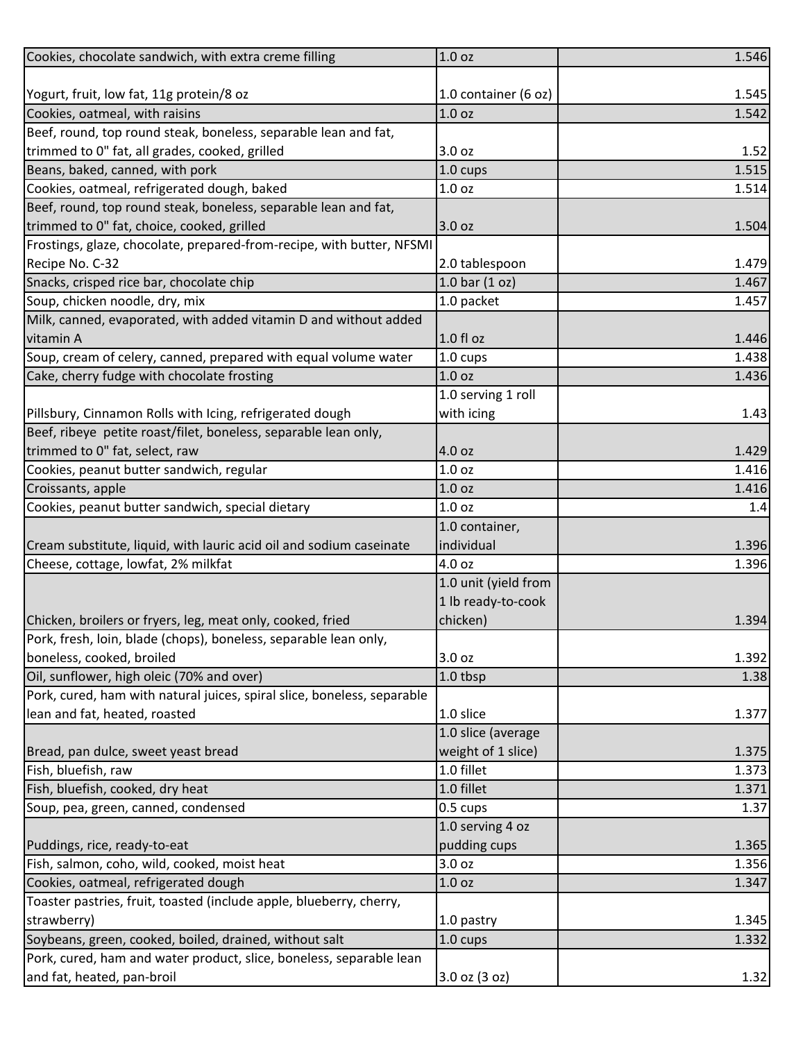| Cookies, chocolate sandwich, with extra creme filling | 1.0 oz | 1.546 |
|---|---|---|
| Yogurt, fruit, low fat, 11g protein/8 oz | 1.0 container (6 oz) | 1.545 |
| Cookies, oatmeal, with raisins | 1.0 oz | 1.542 |
| Beef, round, top round steak, boneless, separable lean and fat, trimmed to 0" fat, all grades, cooked, grilled | 3.0 oz | 1.52 |
| Beans, baked, canned, with pork | 1.0 cups | 1.515 |
| Cookies, oatmeal, refrigerated dough, baked | 1.0 oz | 1.514 |
| Beef, round, top round steak, boneless, separable lean and fat, trimmed to 0" fat, choice, cooked, grilled | 3.0 oz | 1.504 |
| Frostings, glaze, chocolate, prepared-from-recipe, with butter, NFSMI Recipe No. C-32 | 2.0 tablespoon | 1.479 |
| Snacks, crisped rice bar, chocolate chip | 1.0 bar (1 oz) | 1.467 |
| Soup, chicken noodle, dry, mix | 1.0 packet | 1.457 |
| Milk, canned, evaporated, with added vitamin D and without added vitamin A | 1.0 fl oz | 1.446 |
| Soup, cream of celery, canned, prepared with equal volume water | 1.0 cups | 1.438 |
| Cake, cherry fudge with chocolate frosting | 1.0 oz | 1.436 |
| Pillsbury, Cinnamon Rolls with Icing, refrigerated dough | 1.0 serving 1 roll with icing | 1.43 |
| Beef, ribeye petite roast/filet, boneless, separable lean only, trimmed to 0" fat, select, raw | 4.0 oz | 1.429 |
| Cookies, peanut butter sandwich, regular | 1.0 oz | 1.416 |
| Croissants, apple | 1.0 oz | 1.416 |
| Cookies, peanut butter sandwich, special dietary | 1.0 oz | 1.4 |
| Cream substitute, liquid, with lauric acid oil and sodium caseinate | 1.0 container, individual | 1.396 |
| Cheese, cottage, lowfat, 2% milkfat | 4.0 oz | 1.396 |
| Chicken, broilers or fryers, leg, meat only, cooked, fried | 1.0 unit (yield from 1 lb ready-to-cook chicken) | 1.394 |
| Pork, fresh, loin, blade (chops), boneless, separable lean only, boneless, cooked, broiled | 3.0 oz | 1.392 |
| Oil, sunflower, high oleic (70% and over) | 1.0 tbsp | 1.38 |
| Pork, cured, ham with natural juices, spiral slice, boneless, separable lean and fat, heated, roasted | 1.0 slice | 1.377 |
| Bread, pan dulce, sweet yeast bread | 1.0 slice (average weight of 1 slice) | 1.375 |
| Fish, bluefish, raw | 1.0 fillet | 1.373 |
| Fish, bluefish, cooked, dry heat | 1.0 fillet | 1.371 |
| Soup, pea, green, canned, condensed | 0.5 cups | 1.37 |
| Puddings, rice, ready-to-eat | 1.0 serving 4 oz pudding cups | 1.365 |
| Fish, salmon, coho, wild, cooked, moist heat | 3.0 oz | 1.356 |
| Cookies, oatmeal, refrigerated dough | 1.0 oz | 1.347 |
| Toaster pastries, fruit, toasted (include apple, blueberry, cherry, strawberry) | 1.0 pastry | 1.345 |
| Soybeans, green, cooked, boiled, drained, without salt | 1.0 cups | 1.332 |
| Pork, cured, ham and water product, slice, boneless, separable lean and fat, heated, pan-broil | 3.0 oz (3 oz) | 1.32 |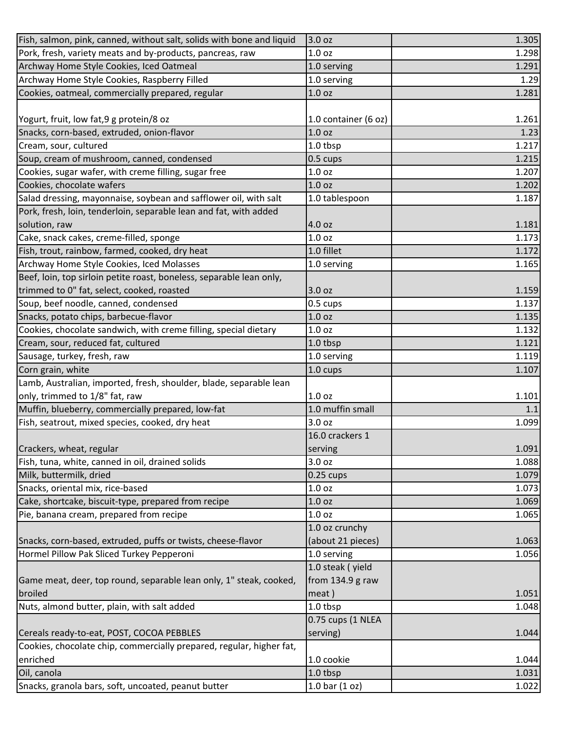| | | |
|---|---|---|
| Fish, salmon, pink, canned, without salt, solids with bone and liquid | 3.0 oz | 1.305 |
| Pork, fresh, variety meats and by-products, pancreas, raw | 1.0 oz | 1.298 |
| Archway Home Style Cookies, Iced Oatmeal | 1.0 serving | 1.291 |
| Archway Home Style Cookies, Raspberry Filled | 1.0 serving | 1.29 |
| Cookies, oatmeal, commercially prepared, regular | 1.0 oz | 1.281 |
| Yogurt, fruit, low fat,9 g protein/8 oz | 1.0 container (6 oz) | 1.261 |
| Snacks, corn-based, extruded, onion-flavor | 1.0 oz | 1.23 |
| Cream, sour, cultured | 1.0 tbsp | 1.217 |
| Soup, cream of mushroom, canned, condensed | 0.5 cups | 1.215 |
| Cookies, sugar wafer, with creme filling, sugar free | 1.0 oz | 1.207 |
| Cookies, chocolate wafers | 1.0 oz | 1.202 |
| Salad dressing, mayonnaise, soybean and safflower oil, with salt | 1.0 tablespoon | 1.187 |
| Pork, fresh, loin, tenderloin, separable lean and fat, with added solution, raw | 4.0 oz | 1.181 |
| Cake, snack cakes, creme-filled, sponge | 1.0 oz | 1.173 |
| Fish, trout, rainbow, farmed, cooked, dry heat | 1.0 fillet | 1.172 |
| Archway Home Style Cookies, Iced Molasses | 1.0 serving | 1.165 |
| Beef, loin, top sirloin petite roast, boneless, separable lean only, trimmed to 0" fat, select, cooked, roasted | 3.0 oz | 1.159 |
| Soup, beef noodle, canned, condensed | 0.5 cups | 1.137 |
| Snacks, potato chips, barbecue-flavor | 1.0 oz | 1.135 |
| Cookies, chocolate sandwich, with creme filling, special dietary | 1.0 oz | 1.132 |
| Cream, sour, reduced fat, cultured | 1.0 tbsp | 1.121 |
| Sausage, turkey, fresh, raw | 1.0 serving | 1.119 |
| Corn grain, white | 1.0 cups | 1.107 |
| Lamb, Australian, imported, fresh, shoulder, blade, separable lean only, trimmed to 1/8" fat, raw | 1.0 oz | 1.101 |
| Muffin, blueberry, commercially prepared, low-fat | 1.0 muffin small | 1.1 |
| Fish, seatrout, mixed species, cooked, dry heat | 3.0 oz | 1.099 |
| Crackers, wheat, regular | 16.0 crackers 1 serving | 1.091 |
| Fish, tuna, white, canned in oil, drained solids | 3.0 oz | 1.088 |
| Milk, buttermilk, dried | 0.25 cups | 1.079 |
| Snacks, oriental mix, rice-based | 1.0 oz | 1.073 |
| Cake, shortcake, biscuit-type, prepared from recipe | 1.0 oz | 1.069 |
| Pie, banana cream, prepared from recipe | 1.0 oz | 1.065 |
| Snacks, corn-based, extruded, puffs or twists, cheese-flavor | 1.0 oz crunchy (about 21 pieces) | 1.063 |
| Hormel Pillow Pak Sliced Turkey Pepperoni | 1.0 serving | 1.056 |
| Game meat, deer, top round, separable lean only, 1" steak, cooked, broiled | 1.0 steak ( yield from 134.9 g raw meat ) | 1.051 |
| Nuts, almond butter, plain, with salt added | 1.0 tbsp | 1.048 |
| Cereals ready-to-eat, POST, COCOA PEBBLES | 0.75 cups (1 NLEA serving) | 1.044 |
| Cookies, chocolate chip, commercially prepared, regular, higher fat, enriched | 1.0 cookie | 1.044 |
| Oil, canola | 1.0 tbsp | 1.031 |
| Snacks, granola bars, soft, uncoated, peanut butter | 1.0 bar (1 oz) | 1.022 |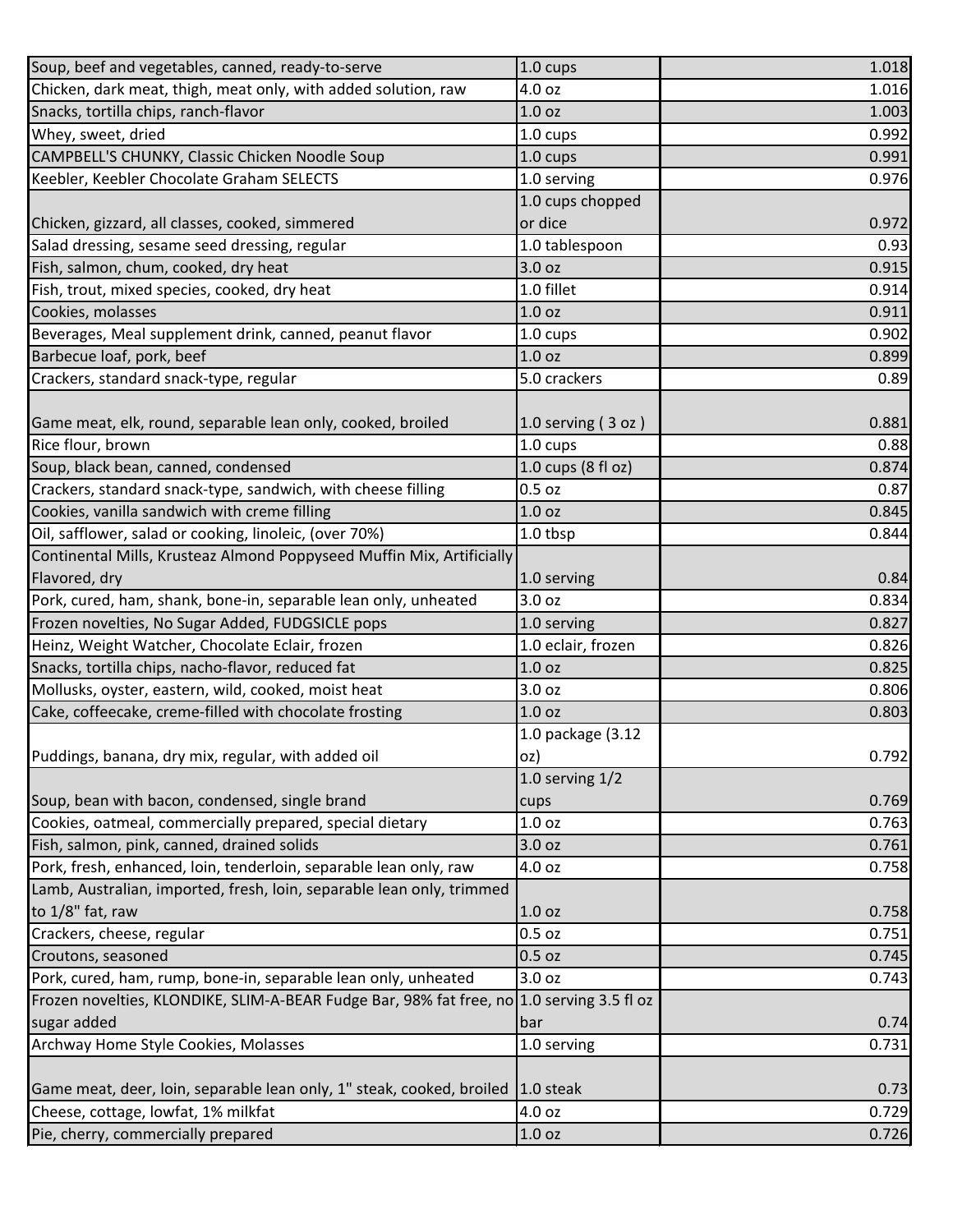| | | |
|---|---|---|
| Soup, beef and vegetables, canned, ready-to-serve | 1.0 cups | 1.018 |
| Chicken, dark meat, thigh, meat only, with added solution, raw | 4.0 oz | 1.016 |
| Snacks, tortilla chips, ranch-flavor | 1.0 oz | 1.003 |
| Whey, sweet, dried | 1.0 cups | 0.992 |
| CAMPBELL'S CHUNKY, Classic Chicken Noodle Soup | 1.0 cups | 0.991 |
| Keebler, Keebler Chocolate Graham SELECTS | 1.0 serving | 0.976 |
| Chicken, gizzard, all classes, cooked, simmered | 1.0 cups chopped or dice | 0.972 |
| Salad dressing, sesame seed dressing, regular | 1.0 tablespoon | 0.93 |
| Fish, salmon, chum, cooked, dry heat | 3.0 oz | 0.915 |
| Fish, trout, mixed species, cooked, dry heat | 1.0 fillet | 0.914 |
| Cookies, molasses | 1.0 oz | 0.911 |
| Beverages, Meal supplement drink, canned, peanut flavor | 1.0 cups | 0.902 |
| Barbecue loaf, pork, beef | 1.0 oz | 0.899 |
| Crackers, standard snack-type, regular | 5.0 crackers | 0.89 |
| Game meat, elk, round, separable lean only, cooked, broiled | 1.0 serving ( 3 oz ) | 0.881 |
| Rice flour, brown | 1.0 cups | 0.88 |
| Soup, black bean, canned, condensed | 1.0 cups (8 fl oz) | 0.874 |
| Crackers, standard snack-type, sandwich, with cheese filling | 0.5 oz | 0.87 |
| Cookies, vanilla sandwich with creme filling | 1.0 oz | 0.845 |
| Oil, safflower, salad or cooking, linoleic, (over 70%) | 1.0 tbsp | 0.844 |
| Continental Mills, Krusteaz Almond Poppyseed Muffin Mix, Artificially Flavored, dry | 1.0 serving | 0.84 |
| Pork, cured, ham, shank, bone-in, separable lean only, unheated | 3.0 oz | 0.834 |
| Frozen novelties, No Sugar Added, FUDGSICLE pops | 1.0 serving | 0.827 |
| Heinz, Weight Watcher, Chocolate Eclair, frozen | 1.0 eclair, frozen | 0.826 |
| Snacks, tortilla chips, nacho-flavor, reduced fat | 1.0 oz | 0.825 |
| Mollusks, oyster, eastern, wild, cooked, moist heat | 3.0 oz | 0.806 |
| Cake, coffeecake, creme-filled with chocolate frosting | 1.0 oz | 0.803 |
| Puddings, banana, dry mix, regular, with added oil | 1.0 package (3.12 oz) | 0.792 |
| Soup, bean with bacon, condensed, single brand | 1.0 serving 1/2 cups | 0.769 |
| Cookies, oatmeal, commercially prepared, special dietary | 1.0 oz | 0.763 |
| Fish, salmon, pink, canned, drained solids | 3.0 oz | 0.761 |
| Pork, fresh, enhanced, loin, tenderloin, separable lean only, raw | 4.0 oz | 0.758 |
| Lamb, Australian, imported, fresh, loin, separable lean only, trimmed to 1/8" fat, raw | 1.0 oz | 0.758 |
| Crackers, cheese, regular | 0.5 oz | 0.751 |
| Croutons, seasoned | 0.5 oz | 0.745 |
| Pork, cured, ham, rump, bone-in, separable lean only, unheated | 3.0 oz | 0.743 |
| Frozen novelties, KLONDIKE, SLIM-A-BEAR Fudge Bar, 98% fat free, no sugar added | 1.0 serving 3.5 fl oz bar | 0.74 |
| Archway Home Style Cookies, Molasses | 1.0 serving | 0.731 |
| Game meat, deer, loin, separable lean only, 1" steak, cooked, broiled | 1.0 steak | 0.73 |
| Cheese, cottage, lowfat, 1% milkfat | 4.0 oz | 0.729 |
| Pie, cherry, commercially prepared | 1.0 oz | 0.726 |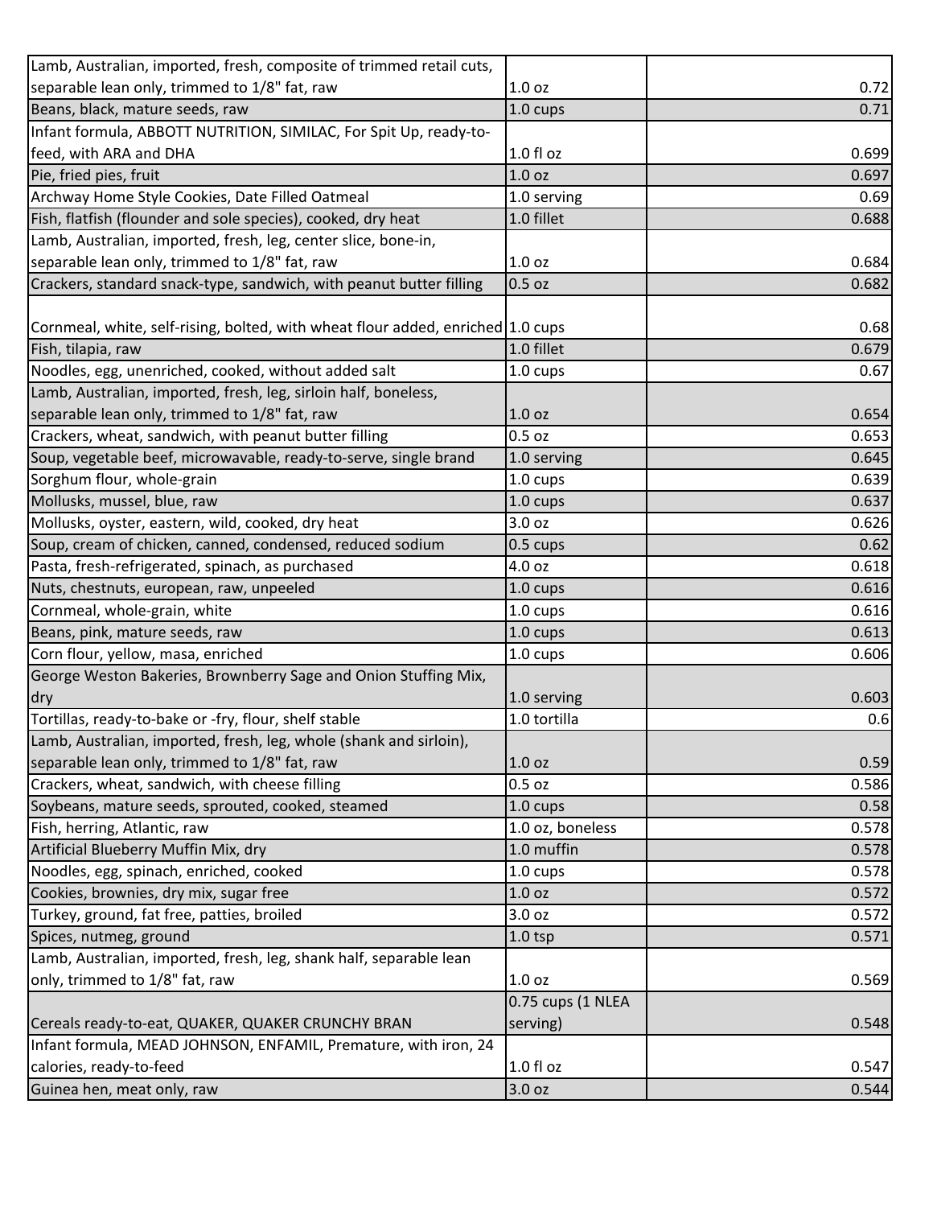| | | |
|---|---|---|
| Lamb, Australian, imported, fresh, composite of trimmed retail cuts, separable lean only, trimmed to 1/8" fat, raw | 1.0 oz | 0.72 |
| Beans, black, mature seeds, raw | 1.0 cups | 0.71 |
| Infant formula, ABBOTT NUTRITION, SIMILAC, For Spit Up, ready-to-feed, with ARA and DHA | 1.0 fl oz | 0.699 |
| Pie, fried pies, fruit | 1.0 oz | 0.697 |
| Archway Home Style Cookies, Date Filled Oatmeal | 1.0 serving | 0.69 |
| Fish, flatfish (flounder and sole species), cooked, dry heat | 1.0 fillet | 0.688 |
| Lamb, Australian, imported, fresh, leg, center slice, bone-in, separable lean only, trimmed to 1/8" fat, raw | 1.0 oz | 0.684 |
| Crackers, standard snack-type, sandwich, with peanut butter filling | 0.5 oz | 0.682 |
| Cornmeal, white, self-rising, bolted, with wheat flour added, enriched | 1.0 cups | 0.68 |
| Fish, tilapia, raw | 1.0 fillet | 0.679 |
| Noodles, egg, unenriched, cooked, without added salt | 1.0 cups | 0.67 |
| Lamb, Australian, imported, fresh, leg, sirloin half, boneless, separable lean only, trimmed to 1/8" fat, raw | 1.0 oz | 0.654 |
| Crackers, wheat, sandwich, with peanut butter filling | 0.5 oz | 0.653 |
| Soup, vegetable beef, microwavable, ready-to-serve, single brand | 1.0 serving | 0.645 |
| Sorghum flour, whole-grain | 1.0 cups | 0.639 |
| Mollusks, mussel, blue, raw | 1.0 cups | 0.637 |
| Mollusks, oyster, eastern, wild, cooked, dry heat | 3.0 oz | 0.626 |
| Soup, cream of chicken, canned, condensed, reduced sodium | 0.5 cups | 0.62 |
| Pasta, fresh-refrigerated, spinach, as purchased | 4.0 oz | 0.618 |
| Nuts, chestnuts, european, raw, unpeeled | 1.0 cups | 0.616 |
| Cornmeal, whole-grain, white | 1.0 cups | 0.616 |
| Beans, pink, mature seeds, raw | 1.0 cups | 0.613 |
| Corn flour, yellow, masa, enriched | 1.0 cups | 0.606 |
| George Weston Bakeries, Brownberry Sage and Onion Stuffing Mix, dry | 1.0 serving | 0.603 |
| Tortillas, ready-to-bake or -fry, flour, shelf stable | 1.0 tortilla | 0.6 |
| Lamb, Australian, imported, fresh, leg, whole (shank and sirloin), separable lean only, trimmed to 1/8" fat, raw | 1.0 oz | 0.59 |
| Crackers, wheat, sandwich, with cheese filling | 0.5 oz | 0.586 |
| Soybeans, mature seeds, sprouted, cooked, steamed | 1.0 cups | 0.58 |
| Fish, herring, Atlantic, raw | 1.0 oz, boneless | 0.578 |
| Artificial Blueberry Muffin Mix, dry | 1.0 muffin | 0.578 |
| Noodles, egg, spinach, enriched, cooked | 1.0 cups | 0.578 |
| Cookies, brownies, dry mix, sugar free | 1.0 oz | 0.572 |
| Turkey, ground, fat free, patties, broiled | 3.0 oz | 0.572 |
| Spices, nutmeg, ground | 1.0 tsp | 0.571 |
| Lamb, Australian, imported, fresh, leg, shank half, separable lean only, trimmed to 1/8" fat, raw | 1.0 oz | 0.569 |
| Cereals ready-to-eat, QUAKER, QUAKER CRUNCHY BRAN | 0.75 cups (1 NLEA serving) | 0.548 |
| Infant formula, MEAD JOHNSON, ENFAMIL, Premature, with iron, 24 calories, ready-to-feed | 1.0 fl oz | 0.547 |
| Guinea hen, meat only, raw | 3.0 oz | 0.544 |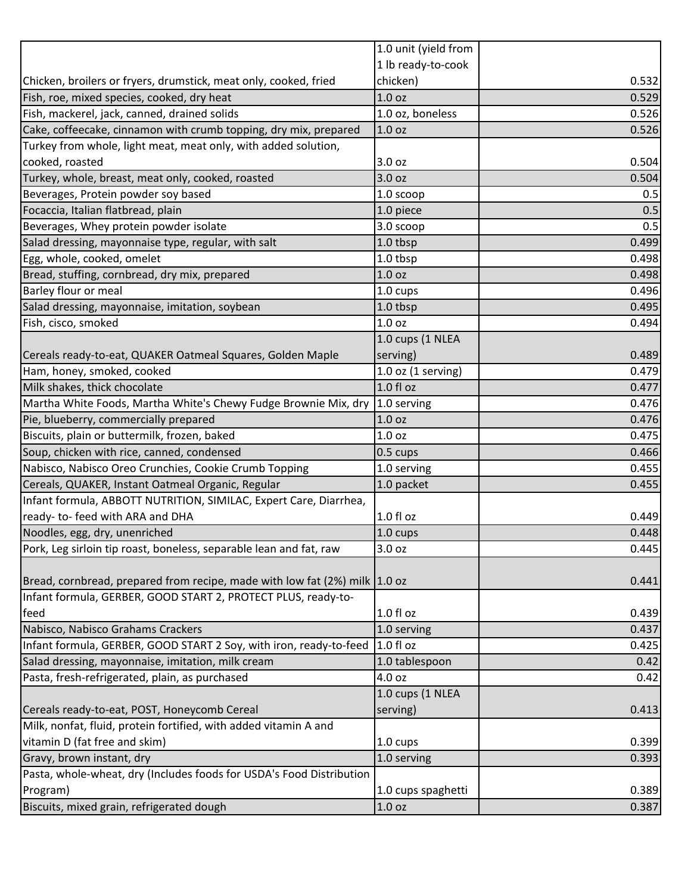| | | |
|---|---|---|
| Chicken, broilers or fryers, drumstick, meat only, cooked, fried | 1.0 unit (yield from 1 lb ready-to-cook chicken) | 0.532 |
| Fish, roe, mixed species, cooked, dry heat | 1.0 oz | 0.529 |
| Fish, mackerel, jack, canned, drained solids | 1.0 oz, boneless | 0.526 |
| Cake, coffeecake, cinnamon with crumb topping, dry mix, prepared | 1.0 oz | 0.526 |
| Turkey from whole, light meat, meat only, with added solution, cooked, roasted | 3.0 oz | 0.504 |
| Turkey, whole, breast, meat only, cooked, roasted | 3.0 oz | 0.504 |
| Beverages, Protein powder soy based | 1.0 scoop | 0.5 |
| Focaccia, Italian flatbread, plain | 1.0 piece | 0.5 |
| Beverages, Whey protein powder isolate | 3.0 scoop | 0.5 |
| Salad dressing, mayonnaise type, regular, with salt | 1.0 tbsp | 0.499 |
| Egg, whole, cooked, omelet | 1.0 tbsp | 0.498 |
| Bread, stuffing, cornbread, dry mix, prepared | 1.0 oz | 0.498 |
| Barley flour or meal | 1.0 cups | 0.496 |
| Salad dressing, mayonnaise, imitation, soybean | 1.0 tbsp | 0.495 |
| Fish, cisco, smoked | 1.0 oz | 0.494 |
| Cereals ready-to-eat, QUAKER Oatmeal Squares, Golden Maple | 1.0 cups (1 NLEA serving) | 0.489 |
| Ham, honey, smoked, cooked | 1.0 oz (1 serving) | 0.479 |
| Milk shakes, thick chocolate | 1.0 fl oz | 0.477 |
| Martha White Foods, Martha White's Chewy Fudge Brownie Mix, dry | 1.0 serving | 0.476 |
| Pie, blueberry, commercially prepared | 1.0 oz | 0.476 |
| Biscuits, plain or buttermilk, frozen, baked | 1.0 oz | 0.475 |
| Soup, chicken with rice, canned, condensed | 0.5 cups | 0.466 |
| Nabisco, Nabisco Oreo Crunchies, Cookie Crumb Topping | 1.0 serving | 0.455 |
| Cereals, QUAKER, Instant Oatmeal Organic, Regular | 1.0 packet | 0.455 |
| Infant formula, ABBOTT NUTRITION, SIMILAC, Expert Care, Diarrhea, ready- to- feed with ARA and DHA | 1.0 fl oz | 0.449 |
| Noodles, egg, dry, unenriched | 1.0 cups | 0.448 |
| Pork, Leg sirloin tip roast, boneless, separable lean and fat, raw | 3.0 oz | 0.445 |
| Bread, cornbread, prepared from recipe, made with low fat (2%) milk | 1.0 oz | 0.441 |
| Infant formula, GERBER, GOOD START 2, PROTECT PLUS, ready-to-feed | 1.0 fl oz | 0.439 |
| Nabisco, Nabisco Grahams Crackers | 1.0 serving | 0.437 |
| Infant formula, GERBER, GOOD START 2 Soy, with iron, ready-to-feed | 1.0 fl oz | 0.425 |
| Salad dressing, mayonnaise, imitation, milk cream | 1.0 tablespoon | 0.42 |
| Pasta, fresh-refrigerated, plain, as purchased | 4.0 oz | 0.42 |
| Cereals ready-to-eat, POST, Honeycomb Cereal | 1.0 cups (1 NLEA serving) | 0.413 |
| Milk, nonfat, fluid, protein fortified, with added vitamin A and vitamin D (fat free and skim) | 1.0 cups | 0.399 |
| Gravy, brown instant, dry | 1.0 serving | 0.393 |
| Pasta, whole-wheat, dry (Includes foods for USDA's Food Distribution Program) | 1.0 cups spaghetti | 0.389 |
| Biscuits, mixed grain, refrigerated dough | 1.0 oz | 0.387 |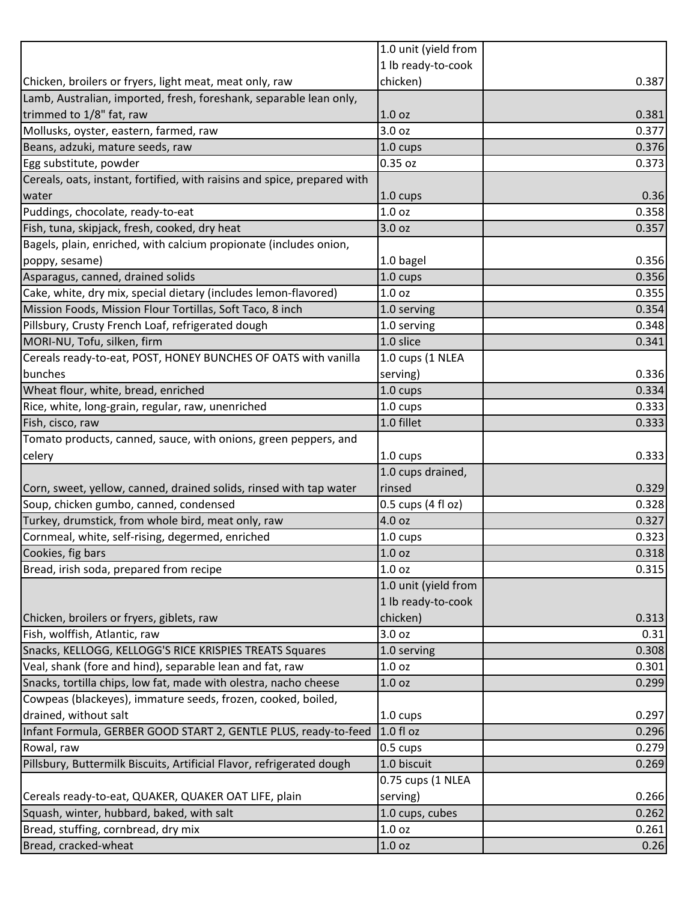| | | |
|---|---|---|
| Chicken, broilers or fryers, light meat, meat only, raw | 1.0 unit (yield from 1 lb ready-to-cook chicken) | 0.387 |
| Lamb, Australian, imported, fresh, foreshank, separable lean only, trimmed to 1/8" fat, raw | 1.0 oz | 0.381 |
| Mollusks, oyster, eastern, farmed, raw | 3.0 oz | 0.377 |
| Beans, adzuki, mature seeds, raw | 1.0 cups | 0.376 |
| Egg substitute, powder | 0.35 oz | 0.373 |
| Cereals, oats, instant, fortified, with raisins and spice, prepared with water | 1.0 cups | 0.36 |
| Puddings, chocolate, ready-to-eat | 1.0 oz | 0.358 |
| Fish, tuna, skipjack, fresh, cooked, dry heat | 3.0 oz | 0.357 |
| Bagels, plain, enriched, with calcium propionate (includes onion, poppy, sesame) | 1.0 bagel | 0.356 |
| Asparagus, canned, drained solids | 1.0 cups | 0.356 |
| Cake, white, dry mix, special dietary (includes lemon-flavored) | 1.0 oz | 0.355 |
| Mission Foods, Mission Flour Tortillas, Soft Taco, 8 inch | 1.0 serving | 0.354 |
| Pillsbury, Crusty French Loaf, refrigerated dough | 1.0 serving | 0.348 |
| MORI-NU, Tofu, silken, firm | 1.0 slice | 0.341 |
| Cereals ready-to-eat, POST, HONEY BUNCHES OF OATS with vanilla bunches | 1.0 cups (1 NLEA serving) | 0.336 |
| Wheat flour, white, bread, enriched | 1.0 cups | 0.334 |
| Rice, white, long-grain, regular, raw, unenriched | 1.0 cups | 0.333 |
| Fish, cisco, raw | 1.0 fillet | 0.333 |
| Tomato products, canned, sauce, with onions, green peppers, and celery | 1.0 cups | 0.333 |
| Corn, sweet, yellow, canned, drained solids, rinsed with tap water | 1.0 cups drained, rinsed | 0.329 |
| Soup, chicken gumbo, canned, condensed | 0.5 cups (4 fl oz) | 0.328 |
| Turkey, drumstick, from whole bird, meat only, raw | 4.0 oz | 0.327 |
| Cornmeal, white, self-rising, degermed, enriched | 1.0 cups | 0.323 |
| Cookies, fig bars | 1.0 oz | 0.318 |
| Bread, irish soda, prepared from recipe | 1.0 oz | 0.315 |
| Chicken, broilers or fryers, giblets, raw | 1.0 unit (yield from 1 lb ready-to-cook chicken) | 0.313 |
| Fish, wolffish, Atlantic, raw | 3.0 oz | 0.31 |
| Snacks, KELLOGG, KELLOGG'S RICE KRISPIES TREATS Squares | 1.0 serving | 0.308 |
| Veal, shank (fore and hind), separable lean and fat, raw | 1.0 oz | 0.301 |
| Snacks, tortilla chips, low fat, made with olestra, nacho cheese | 1.0 oz | 0.299 |
| Cowpeas (blackeyes), immature seeds, frozen, cooked, boiled, drained, without salt | 1.0 cups | 0.297 |
| Infant Formula, GERBER GOOD START 2, GENTLE PLUS, ready-to-feed | 1.0 fl oz | 0.296 |
| Rowal, raw | 0.5 cups | 0.279 |
| Pillsbury, Buttermilk Biscuits, Artificial Flavor, refrigerated dough | 1.0 biscuit | 0.269 |
| Cereals ready-to-eat, QUAKER, QUAKER OAT LIFE, plain | 0.75 cups (1 NLEA serving) | 0.266 |
| Squash, winter, hubbard, baked, with salt | 1.0 cups, cubes | 0.262 |
| Bread, stuffing, cornbread, dry mix | 1.0 oz | 0.261 |
| Bread, cracked-wheat | 1.0 oz | 0.26 |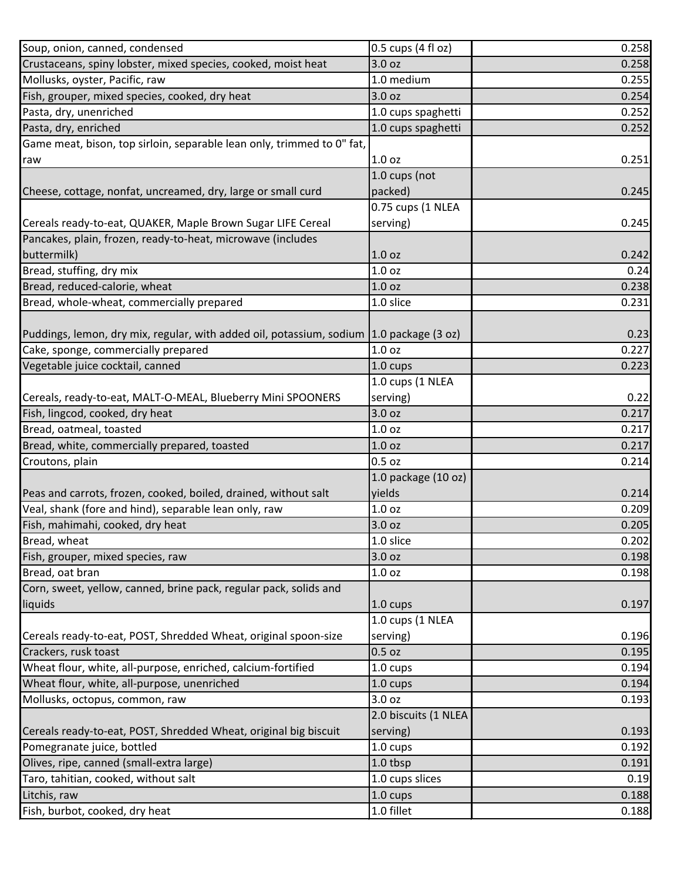| | | |
|---|---|---|
| Soup, onion, canned, condensed | 0.5 cups (4 fl oz) | 0.258 |
| Crustaceans, spiny lobster, mixed species, cooked, moist heat | 3.0 oz | 0.258 |
| Mollusks, oyster, Pacific, raw | 1.0 medium | 0.255 |
| Fish, grouper, mixed species, cooked, dry heat | 3.0 oz | 0.254 |
| Pasta, dry, unenriched | 1.0 cups spaghetti | 0.252 |
| Pasta, dry, enriched | 1.0 cups spaghetti | 0.252 |
| Game meat, bison, top sirloin, separable lean only, trimmed to 0" fat, raw | 1.0 oz | 0.251 |
| Cheese, cottage, nonfat, uncreamed, dry, large or small curd | 1.0 cups (not packed) | 0.245 |
| Cereals ready-to-eat, QUAKER, Maple Brown Sugar LIFE Cereal | 0.75 cups (1 NLEA serving) | 0.245 |
| Pancakes, plain, frozen, ready-to-heat, microwave (includes buttermilk) | 1.0 oz | 0.242 |
| Bread, stuffing, dry mix | 1.0 oz | 0.24 |
| Bread, reduced-calorie, wheat | 1.0 oz | 0.238 |
| Bread, whole-wheat, commercially prepared | 1.0 slice | 0.231 |
| Puddings, lemon, dry mix, regular, with added oil, potassium, sodium | 1.0 package (3 oz) | 0.23 |
| Cake, sponge, commercially prepared | 1.0 oz | 0.227 |
| Vegetable juice cocktail, canned | 1.0 cups | 0.223 |
| Cereals, ready-to-eat, MALT-O-MEAL, Blueberry Mini SPOONERS | 1.0 cups (1 NLEA serving) | 0.22 |
| Fish, lingcod, cooked, dry heat | 3.0 oz | 0.217 |
| Bread, oatmeal, toasted | 1.0 oz | 0.217 |
| Bread, white, commercially prepared, toasted | 1.0 oz | 0.217 |
| Croutons, plain | 0.5 oz | 0.214 |
| Peas and carrots, frozen, cooked, boiled, drained, without salt | 1.0 package (10 oz) yields | 0.214 |
| Veal, shank (fore and hind), separable lean only, raw | 1.0 oz | 0.209 |
| Fish, mahimahi, cooked, dry heat | 3.0 oz | 0.205 |
| Bread, wheat | 1.0 slice | 0.202 |
| Fish, grouper, mixed species, raw | 3.0 oz | 0.198 |
| Bread, oat bran | 1.0 oz | 0.198 |
| Corn, sweet, yellow, canned, brine pack, regular pack, solids and liquids | 1.0 cups | 0.197 |
| Cereals ready-to-eat, POST, Shredded Wheat, original spoon-size | 1.0 cups (1 NLEA serving) | 0.196 |
| Crackers, rusk toast | 0.5 oz | 0.195 |
| Wheat flour, white, all-purpose, enriched, calcium-fortified | 1.0 cups | 0.194 |
| Wheat flour, white, all-purpose, unenriched | 1.0 cups | 0.194 |
| Mollusks, octopus, common, raw | 3.0 oz | 0.193 |
| Cereals ready-to-eat, POST, Shredded Wheat, original big biscuit | 2.0 biscuits (1 NLEA serving) | 0.193 |
| Pomegranate juice, bottled | 1.0 cups | 0.192 |
| Olives, ripe, canned (small-extra large) | 1.0 tbsp | 0.191 |
| Taro, tahitian, cooked, without salt | 1.0 cups slices | 0.19 |
| Litchis, raw | 1.0 cups | 0.188 |
| Fish, burbot, cooked, dry heat | 1.0 fillet | 0.188 |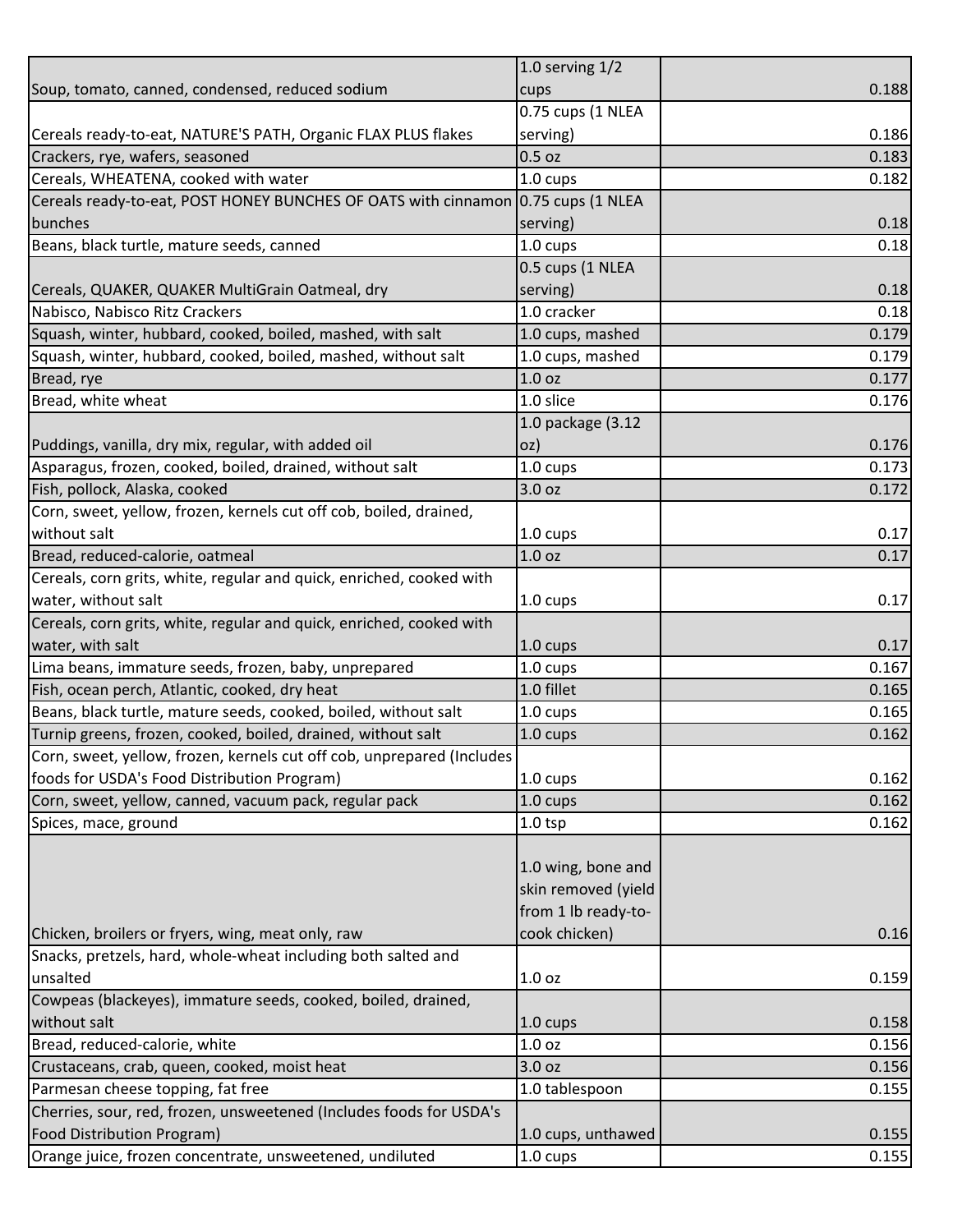| | | |
|---|---|---|
| Soup, tomato, canned, condensed, reduced sodium | 1.0 serving 1/2 cups | 0.188 |
| Cereals ready-to-eat, NATURE'S PATH, Organic FLAX PLUS flakes | 0.75 cups (1 NLEA serving) | 0.186 |
| Crackers, rye, wafers, seasoned | 0.5 oz | 0.183 |
| Cereals, WHEATENA, cooked with water | 1.0 cups | 0.182 |
| Cereals ready-to-eat, POST HONEY BUNCHES OF OATS with cinnamon bunches | 0.75 cups (1 NLEA serving) | 0.18 |
| Beans, black turtle, mature seeds, canned | 1.0 cups | 0.18 |
| Cereals, QUAKER, QUAKER MultiGrain Oatmeal, dry | 0.5 cups (1 NLEA serving) | 0.18 |
| Nabisco, Nabisco Ritz Crackers | 1.0 cracker | 0.18 |
| Squash, winter, hubbard, cooked, boiled, mashed, with salt | 1.0 cups, mashed | 0.179 |
| Squash, winter, hubbard, cooked, boiled, mashed, without salt | 1.0 cups, mashed | 0.179 |
| Bread, rye | 1.0 oz | 0.177 |
| Bread, white wheat | 1.0 slice | 0.176 |
| Puddings, vanilla, dry mix, regular, with added oil | 1.0 package (3.12 oz) | 0.176 |
| Asparagus, frozen, cooked, boiled, drained, without salt | 1.0 cups | 0.173 |
| Fish, pollock, Alaska, cooked | 3.0 oz | 0.172 |
| Corn, sweet, yellow, frozen, kernels cut off cob, boiled, drained, without salt | 1.0 cups | 0.17 |
| Bread, reduced-calorie, oatmeal | 1.0 oz | 0.17 |
| Cereals, corn grits, white, regular and quick, enriched, cooked with water, without salt | 1.0 cups | 0.17 |
| Cereals, corn grits, white, regular and quick, enriched, cooked with water, with salt | 1.0 cups | 0.17 |
| Lima beans, immature seeds, frozen, baby, unprepared | 1.0 cups | 0.167 |
| Fish, ocean perch, Atlantic, cooked, dry heat | 1.0 fillet | 0.165 |
| Beans, black turtle, mature seeds, cooked, boiled, without salt | 1.0 cups | 0.165 |
| Turnip greens, frozen, cooked, boiled, drained, without salt | 1.0 cups | 0.162 |
| Corn, sweet, yellow, frozen, kernels cut off cob, unprepared (Includes foods for USDA's Food Distribution Program) | 1.0 cups | 0.162 |
| Corn, sweet, yellow, canned, vacuum pack, regular pack | 1.0 cups | 0.162 |
| Spices, mace, ground | 1.0 tsp | 0.162 |
| Chicken, broilers or fryers, wing, meat only, raw | 1.0 wing, bone and skin removed (yield from 1 lb ready-to-cook chicken) | 0.16 |
| Snacks, pretzels, hard, whole-wheat including both salted and unsalted | 1.0 oz | 0.159 |
| Cowpeas (blackeyes), immature seeds, cooked, boiled, drained, without salt | 1.0 cups | 0.158 |
| Bread, reduced-calorie, white | 1.0 oz | 0.156 |
| Crustaceans, crab, queen, cooked, moist heat | 3.0 oz | 0.156 |
| Parmesan cheese topping, fat free | 1.0 tablespoon | 0.155 |
| Cherries, sour, red, frozen, unsweetened (Includes foods for USDA's Food Distribution Program) | 1.0 cups, unthawed | 0.155 |
| Orange juice, frozen concentrate, unsweetened, undiluted | 1.0 cups | 0.155 |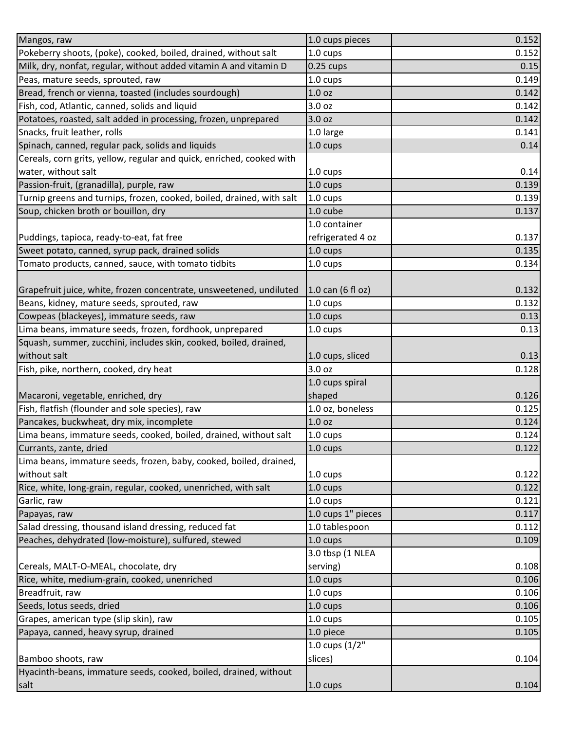| | | |
|---|---|---|
| Mangos, raw | 1.0 cups pieces | 0.152 |
| Pokeberry shoots, (poke), cooked, boiled, drained, without salt | 1.0 cups | 0.152 |
| Milk, dry, nonfat, regular, without added vitamin A and vitamin D | 0.25 cups | 0.15 |
| Peas, mature seeds, sprouted, raw | 1.0 cups | 0.149 |
| Bread, french or vienna, toasted (includes sourdough) | 1.0 oz | 0.142 |
| Fish, cod, Atlantic, canned, solids and liquid | 3.0 oz | 0.142 |
| Potatoes, roasted, salt added in processing, frozen, unprepared | 3.0 oz | 0.142 |
| Snacks, fruit leather, rolls | 1.0 large | 0.141 |
| Spinach, canned, regular pack, solids and liquids | 1.0 cups | 0.14 |
| Cereals, corn grits, yellow, regular and quick, enriched, cooked with water, without salt | 1.0 cups | 0.14 |
| Passion-fruit, (granadilla), purple, raw | 1.0 cups | 0.139 |
| Turnip greens and turnips, frozen, cooked, boiled, drained, with salt | 1.0 cups | 0.139 |
| Soup, chicken broth or bouillon, dry | 1.0 cube | 0.137 |
| Puddings, tapioca, ready-to-eat, fat free | 1.0 container refrigerated 4 oz | 0.137 |
| Sweet potato, canned, syrup pack, drained solids | 1.0 cups | 0.135 |
| Tomato products, canned, sauce, with tomato tidbits | 1.0 cups | 0.134 |
| Grapefruit juice, white, frozen concentrate, unsweetened, undiluted | 1.0 can (6 fl oz) | 0.132 |
| Beans, kidney, mature seeds, sprouted, raw | 1.0 cups | 0.132 |
| Cowpeas (blackeyes), immature seeds, raw | 1.0 cups | 0.13 |
| Lima beans, immature seeds, frozen, fordhook, unprepared | 1.0 cups | 0.13 |
| Squash, summer, zucchini, includes skin, cooked, boiled, drained, without salt | 1.0 cups, sliced | 0.13 |
| Fish, pike, northern, cooked, dry heat | 3.0 oz | 0.128 |
| Macaroni, vegetable, enriched, dry | 1.0 cups spiral shaped | 0.126 |
| Fish, flatfish (flounder and sole species), raw | 1.0 oz, boneless | 0.125 |
| Pancakes, buckwheat, dry mix, incomplete | 1.0 oz | 0.124 |
| Lima beans, immature seeds, cooked, boiled, drained, without salt | 1.0 cups | 0.124 |
| Currants, zante, dried | 1.0 cups | 0.122 |
| Lima beans, immature seeds, frozen, baby, cooked, boiled, drained, without salt | 1.0 cups | 0.122 |
| Rice, white, long-grain, regular, cooked, unenriched, with salt | 1.0 cups | 0.122 |
| Garlic, raw | 1.0 cups | 0.121 |
| Papayas, raw | 1.0 cups 1" pieces | 0.117 |
| Salad dressing, thousand island dressing, reduced fat | 1.0 tablespoon | 0.112 |
| Peaches, dehydrated (low-moisture), sulfured, stewed | 1.0 cups | 0.109 |
| Cereals, MALT-O-MEAL, chocolate, dry | 3.0 tbsp (1 NLEA serving) | 0.108 |
| Rice, white, medium-grain, cooked, unenriched | 1.0 cups | 0.106 |
| Breadfruit, raw | 1.0 cups | 0.106 |
| Seeds, lotus seeds, dried | 1.0 cups | 0.106 |
| Grapes, american type (slip skin), raw | 1.0 cups | 0.105 |
| Papaya, canned, heavy syrup, drained | 1.0 piece | 0.105 |
| Bamboo shoots, raw | 1.0 cups (1/2" slices) | 0.104 |
| Hyacinth-beans, immature seeds, cooked, boiled, drained, without salt | 1.0 cups | 0.104 |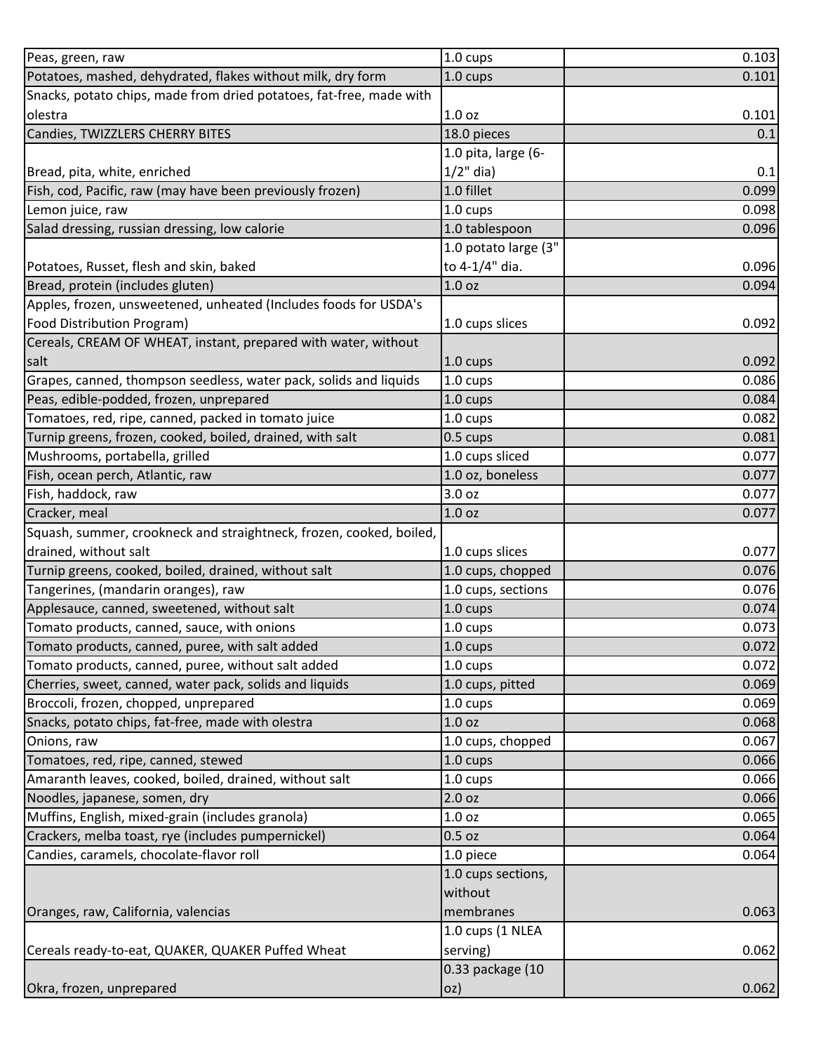| | | |
|---|---|---|
| Peas, green, raw | 1.0 cups | 0.103 |
| Potatoes, mashed, dehydrated, flakes without milk, dry form | 1.0 cups | 0.101 |
| Snacks, potato chips, made from dried potatoes, fat-free, made with olestra | 1.0 oz | 0.101 |
| Candies, TWIZZLERS CHERRY BITES | 18.0 pieces | 0.1 |
| Bread, pita, white, enriched | 1.0 pita, large (6-1/2" dia) | 0.1 |
| Fish, cod, Pacific, raw (may have been previously frozen) | 1.0 fillet | 0.099 |
| Lemon juice, raw | 1.0 cups | 0.098 |
| Salad dressing, russian dressing, low calorie | 1.0 tablespoon | 0.096 |
| Potatoes, Russet, flesh and skin, baked | 1.0 potato large (3" to 4-1/4" dia. | 0.096 |
| Bread, protein (includes gluten) | 1.0 oz | 0.094 |
| Apples, frozen, unsweetened, unheated (Includes foods for USDA's Food Distribution Program) | 1.0 cups slices | 0.092 |
| Cereals, CREAM OF WHEAT, instant, prepared with water, without salt | 1.0 cups | 0.092 |
| Grapes, canned, thompson seedless, water pack, solids and liquids | 1.0 cups | 0.086 |
| Peas, edible-podded, frozen, unprepared | 1.0 cups | 0.084 |
| Tomatoes, red, ripe, canned, packed in tomato juice | 1.0 cups | 0.082 |
| Turnip greens, frozen, cooked, boiled, drained, with salt | 0.5 cups | 0.081 |
| Mushrooms, portabella, grilled | 1.0 cups sliced | 0.077 |
| Fish, ocean perch, Atlantic, raw | 1.0 oz, boneless | 0.077 |
| Fish, haddock, raw | 3.0 oz | 0.077 |
| Cracker, meal | 1.0 oz | 0.077 |
| Squash, summer, crookneck and straightneck, frozen, cooked, boiled, drained, without salt | 1.0 cups slices | 0.077 |
| Turnip greens, cooked, boiled, drained, without salt | 1.0 cups, chopped | 0.076 |
| Tangerines, (mandarin oranges), raw | 1.0 cups, sections | 0.076 |
| Applesauce, canned, sweetened, without salt | 1.0 cups | 0.074 |
| Tomato products, canned, sauce, with onions | 1.0 cups | 0.073 |
| Tomato products, canned, puree, with salt added | 1.0 cups | 0.072 |
| Tomato products, canned, puree, without salt added | 1.0 cups | 0.072 |
| Cherries, sweet, canned, water pack, solids and liquids | 1.0 cups, pitted | 0.069 |
| Broccoli, frozen, chopped, unprepared | 1.0 cups | 0.069 |
| Snacks, potato chips, fat-free, made with olestra | 1.0 oz | 0.068 |
| Onions, raw | 1.0 cups, chopped | 0.067 |
| Tomatoes, red, ripe, canned, stewed | 1.0 cups | 0.066 |
| Amaranth leaves, cooked, boiled, drained, without salt | 1.0 cups | 0.066 |
| Noodles, japanese, somen, dry | 2.0 oz | 0.066 |
| Muffins, English, mixed-grain (includes granola) | 1.0 oz | 0.065 |
| Crackers, melba toast, rye (includes pumpernickel) | 0.5 oz | 0.064 |
| Candies, caramels, chocolate-flavor roll | 1.0 piece | 0.064 |
| Oranges, raw, California, valencias | 1.0 cups sections, without membranes | 0.063 |
| Cereals ready-to-eat, QUAKER, QUAKER Puffed Wheat | 1.0 cups (1 NLEA serving) | 0.062 |
| Okra, frozen, unprepared | 0.33 package (10 oz) | 0.062 |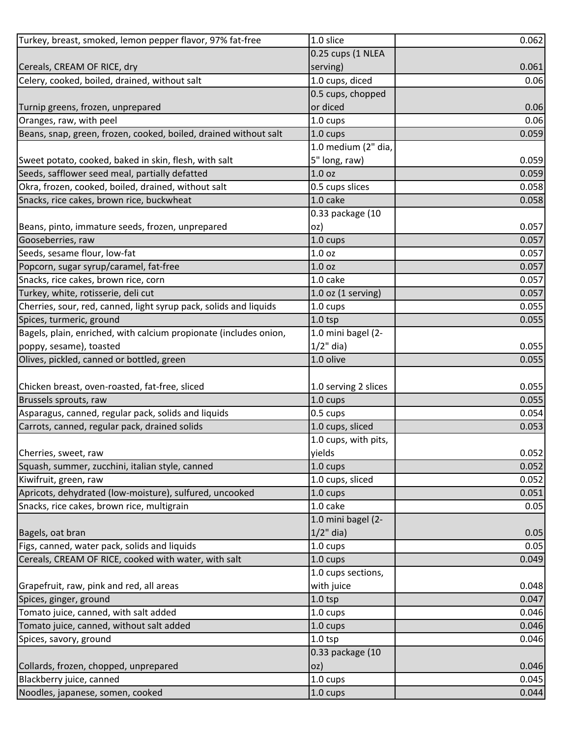| | | |
|---|---|---|
| Turkey, breast, smoked, lemon pepper flavor, 97% fat-free | 1.0 slice | 0.062 |
| Cereals, CREAM OF RICE, dry | 0.25 cups (1 NLEA serving) | 0.061 |
| Celery, cooked, boiled, drained, without salt | 1.0 cups, diced | 0.06 |
| Turnip greens, frozen, unprepared | 0.5 cups, chopped or diced | 0.06 |
| Oranges, raw, with peel | 1.0 cups | 0.06 |
| Beans, snap, green, frozen, cooked, boiled, drained without salt | 1.0 cups | 0.059 |
| Sweet potato, cooked, baked in skin, flesh, with salt | 1.0 medium (2" dia, 5" long, raw) | 0.059 |
| Seeds, safflower seed meal, partially defatted | 1.0 oz | 0.059 |
| Okra, frozen, cooked, boiled, drained, without salt | 0.5 cups slices | 0.058 |
| Snacks, rice cakes, brown rice, buckwheat | 1.0 cake | 0.058 |
| Beans, pinto, immature seeds, frozen, unprepared | 0.33 package (10 oz) | 0.057 |
| Gooseberries, raw | 1.0 cups | 0.057 |
| Seeds, sesame flour, low-fat | 1.0 oz | 0.057 |
| Popcorn, sugar syrup/caramel, fat-free | 1.0 oz | 0.057 |
| Snacks, rice cakes, brown rice, corn | 1.0 cake | 0.057 |
| Turkey, white, rotisserie, deli cut | 1.0 oz (1 serving) | 0.057 |
| Cherries, sour, red, canned, light syrup pack, solids and liquids | 1.0 cups | 0.055 |
| Spices, turmeric, ground | 1.0 tsp | 0.055 |
| Bagels, plain, enriched, with calcium propionate (includes onion, poppy, sesame), toasted | 1.0 mini bagel (2-1/2" dia) | 0.055 |
| Olives, pickled, canned or bottled, green | 1.0 olive | 0.055 |
| Chicken breast, oven-roasted, fat-free, sliced | 1.0 serving 2 slices | 0.055 |
| Brussels sprouts, raw | 1.0 cups | 0.055 |
| Asparagus, canned, regular pack, solids and liquids | 0.5 cups | 0.054 |
| Carrots, canned, regular pack, drained solids | 1.0 cups, sliced | 0.053 |
| Cherries, sweet, raw | 1.0 cups, with pits, yields | 0.052 |
| Squash, summer, zucchini, italian style, canned | 1.0 cups | 0.052 |
| Kiwifruit, green, raw | 1.0 cups, sliced | 0.052 |
| Apricots, dehydrated (low-moisture), sulfured, uncooked | 1.0 cups | 0.051 |
| Snacks, rice cakes, brown rice, multigrain | 1.0 cake | 0.05 |
| Bagels, oat bran | 1.0 mini bagel (2-1/2" dia) | 0.05 |
| Figs, canned, water pack, solids and liquids | 1.0 cups | 0.05 |
| Cereals, CREAM OF RICE, cooked with water, with salt | 1.0 cups | 0.049 |
| Grapefruit, raw, pink and red, all areas | 1.0 cups sections, with juice | 0.048 |
| Spices, ginger, ground | 1.0 tsp | 0.047 |
| Tomato juice, canned, with salt added | 1.0 cups | 0.046 |
| Tomato juice, canned, without salt added | 1.0 cups | 0.046 |
| Spices, savory, ground | 1.0 tsp | 0.046 |
| Collards, frozen, chopped, unprepared | 0.33 package (10 oz) | 0.046 |
| Blackberry juice, canned | 1.0 cups | 0.045 |
| Noodles, japanese, somen, cooked | 1.0 cups | 0.044 |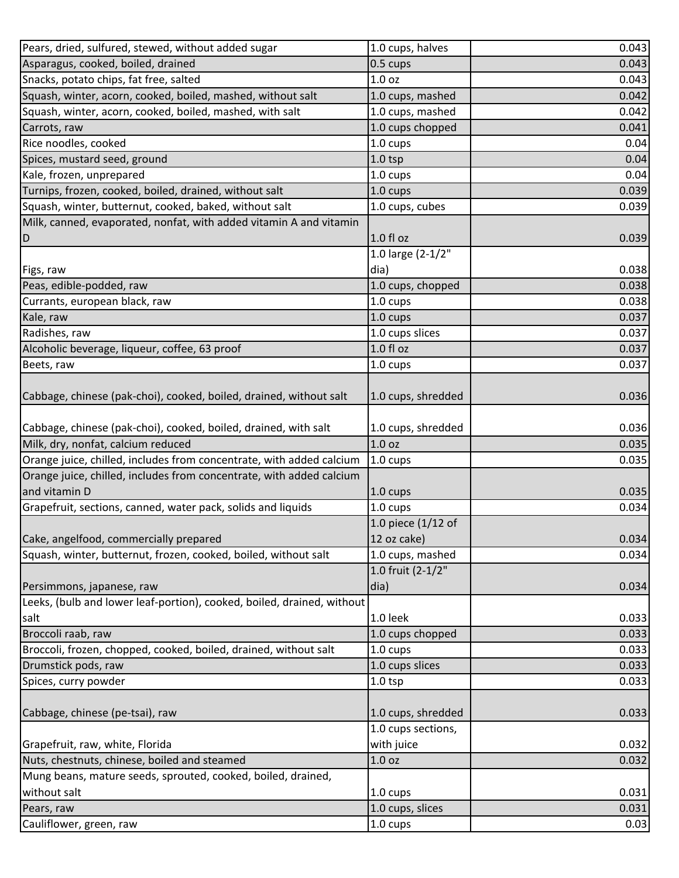| | | |
|---|---|---|
| Pears, dried, sulfured, stewed, without added sugar | 1.0 cups, halves | 0.043 |
| Asparagus, cooked, boiled, drained | 0.5 cups | 0.043 |
| Snacks, potato chips, fat free, salted | 1.0 oz | 0.043 |
| Squash, winter, acorn, cooked, boiled, mashed, without salt | 1.0 cups, mashed | 0.042 |
| Squash, winter, acorn, cooked, boiled, mashed, with salt | 1.0 cups, mashed | 0.042 |
| Carrots, raw | 1.0 cups chopped | 0.041 |
| Rice noodles, cooked | 1.0 cups | 0.04 |
| Spices, mustard seed, ground | 1.0 tsp | 0.04 |
| Kale, frozen, unprepared | 1.0 cups | 0.04 |
| Turnips, frozen, cooked, boiled, drained, without salt | 1.0 cups | 0.039 |
| Squash, winter, butternut, cooked, baked, without salt | 1.0 cups, cubes | 0.039 |
| Milk, canned, evaporated, nonfat, with added vitamin A and vitamin D | 1.0 fl oz | 0.039 |
| Figs, raw | 1.0 large (2-1/2" dia) | 0.038 |
| Peas, edible-podded, raw | 1.0 cups, chopped | 0.038 |
| Currants, european black, raw | 1.0 cups | 0.038 |
| Kale, raw | 1.0 cups | 0.037 |
| Radishes, raw | 1.0 cups slices | 0.037 |
| Alcoholic beverage, liqueur, coffee, 63 proof | 1.0 fl oz | 0.037 |
| Beets, raw | 1.0 cups | 0.037 |
| Cabbage, chinese (pak-choi), cooked, boiled, drained, without salt | 1.0 cups, shredded | 0.036 |
| Cabbage, chinese (pak-choi), cooked, boiled, drained, with salt | 1.0 cups, shredded | 0.036 |
| Milk, dry, nonfat, calcium reduced | 1.0 oz | 0.035 |
| Orange juice, chilled, includes from concentrate, with added calcium | 1.0 cups | 0.035 |
| Orange juice, chilled, includes from concentrate, with added calcium and vitamin D | 1.0 cups | 0.035 |
| Grapefruit, sections, canned, water pack, solids and liquids | 1.0 cups | 0.034 |
| Cake, angelfood, commercially prepared | 1.0 piece (1/12 of 12 oz cake) | 0.034 |
| Squash, winter, butternut, frozen, cooked, boiled, without salt | 1.0 cups, mashed | 0.034 |
| Persimmons, japanese, raw | 1.0 fruit (2-1/2" dia) | 0.034 |
| Leeks, (bulb and lower leaf-portion), cooked, boiled, drained, without salt | 1.0 leek | 0.033 |
| Broccoli raab, raw | 1.0 cups chopped | 0.033 |
| Broccoli, frozen, chopped, cooked, boiled, drained, without salt | 1.0 cups | 0.033 |
| Drumstick pods, raw | 1.0 cups slices | 0.033 |
| Spices, curry powder | 1.0 tsp | 0.033 |
| Cabbage, chinese (pe-tsai), raw | 1.0 cups, shredded | 0.033 |
| Grapefruit, raw, white, Florida | 1.0 cups sections, with juice | 0.032 |
| Nuts, chestnuts, chinese, boiled and steamed | 1.0 oz | 0.032 |
| Mung beans, mature seeds, sprouted, cooked, boiled, drained, without salt | 1.0 cups | 0.031 |
| Pears, raw | 1.0 cups, slices | 0.031 |
| Cauliflower, green, raw | 1.0 cups | 0.03 |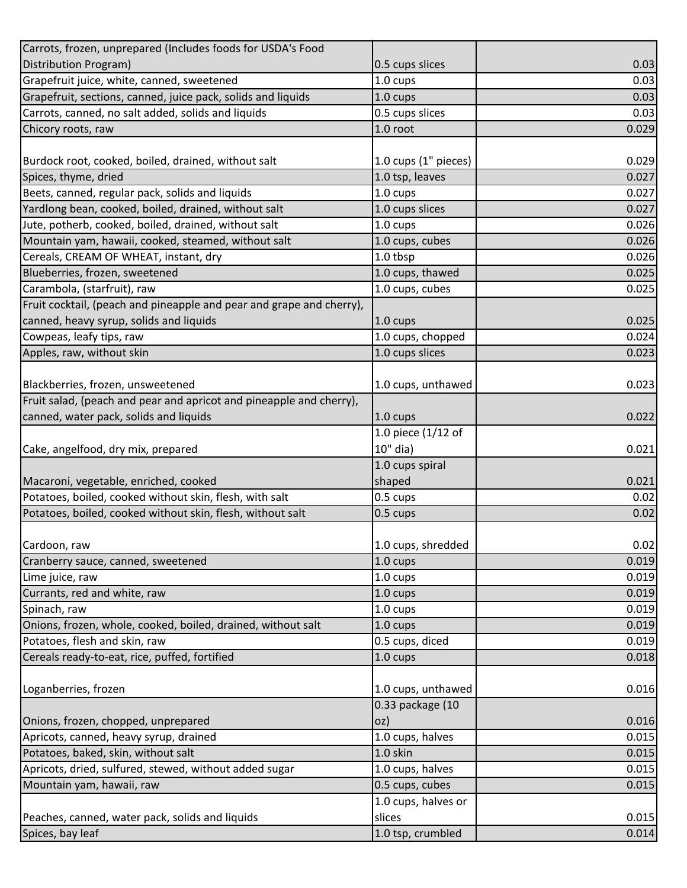| | | |
|---|---|---|
| Carrots, frozen, unprepared (Includes foods for USDA's Food Distribution Program) | 0.5 cups slices | 0.03 |
| Grapefruit juice, white, canned, sweetened | 1.0 cups | 0.03 |
| Grapefruit, sections, canned, juice pack, solids and liquids | 1.0 cups | 0.03 |
| Carrots, canned, no salt added, solids and liquids | 0.5 cups slices | 0.03 |
| Chicory roots, raw | 1.0 root | 0.029 |
| Burdock root, cooked, boiled, drained, without salt | 1.0 cups (1" pieces) | 0.029 |
| Spices, thyme, dried | 1.0 tsp, leaves | 0.027 |
| Beets, canned, regular pack, solids and liquids | 1.0 cups | 0.027 |
| Yardlong bean, cooked, boiled, drained, without salt | 1.0 cups slices | 0.027 |
| Jute, potherb, cooked, boiled, drained, without salt | 1.0 cups | 0.026 |
| Mountain yam, hawaii, cooked, steamed, without salt | 1.0 cups, cubes | 0.026 |
| Cereals, CREAM OF WHEAT, instant, dry | 1.0 tbsp | 0.026 |
| Blueberries, frozen, sweetened | 1.0 cups, thawed | 0.025 |
| Carambola, (starfruit), raw | 1.0 cups, cubes | 0.025 |
| Fruit cocktail, (peach and pineapple and pear and grape and cherry), canned, heavy syrup, solids and liquids | 1.0 cups | 0.025 |
| Cowpeas, leafy tips, raw | 1.0 cups, chopped | 0.024 |
| Apples, raw, without skin | 1.0 cups slices | 0.023 |
| Blackberries, frozen, unsweetened | 1.0 cups, unthawed | 0.023 |
| Fruit salad, (peach and pear and apricot and pineapple and cherry), canned, water pack, solids and liquids | 1.0 cups | 0.022 |
| Cake, angelfood, dry mix, prepared | 1.0 piece (1/12 of 10" dia) | 0.021 |
| Macaroni, vegetable, enriched, cooked | 1.0 cups spiral shaped | 0.021 |
| Potatoes, boiled, cooked without skin, flesh, with salt | 0.5 cups | 0.02 |
| Potatoes, boiled, cooked without skin, flesh, without salt | 0.5 cups | 0.02 |
| Cardoon, raw | 1.0 cups, shredded | 0.02 |
| Cranberry sauce, canned, sweetened | 1.0 cups | 0.019 |
| Lime juice, raw | 1.0 cups | 0.019 |
| Currants, red and white, raw | 1.0 cups | 0.019 |
| Spinach, raw | 1.0 cups | 0.019 |
| Onions, frozen, whole, cooked, boiled, drained, without salt | 1.0 cups | 0.019 |
| Potatoes, flesh and skin, raw | 0.5 cups, diced | 0.019 |
| Cereals ready-to-eat, rice, puffed, fortified | 1.0 cups | 0.018 |
| Loganberries, frozen | 1.0 cups, unthawed | 0.016 |
| Onions, frozen, chopped, unprepared | 0.33 package (10 oz) | 0.016 |
| Apricots, canned, heavy syrup, drained | 1.0 cups, halves | 0.015 |
| Potatoes, baked, skin, without salt | 1.0 skin | 0.015 |
| Apricots, dried, sulfured, stewed, without added sugar | 1.0 cups, halves | 0.015 |
| Mountain yam, hawaii, raw | 0.5 cups, cubes | 0.015 |
| Peaches, canned, water pack, solids and liquids | 1.0 cups, halves or slices | 0.015 |
| Spices, bay leaf | 1.0 tsp, crumbled | 0.014 |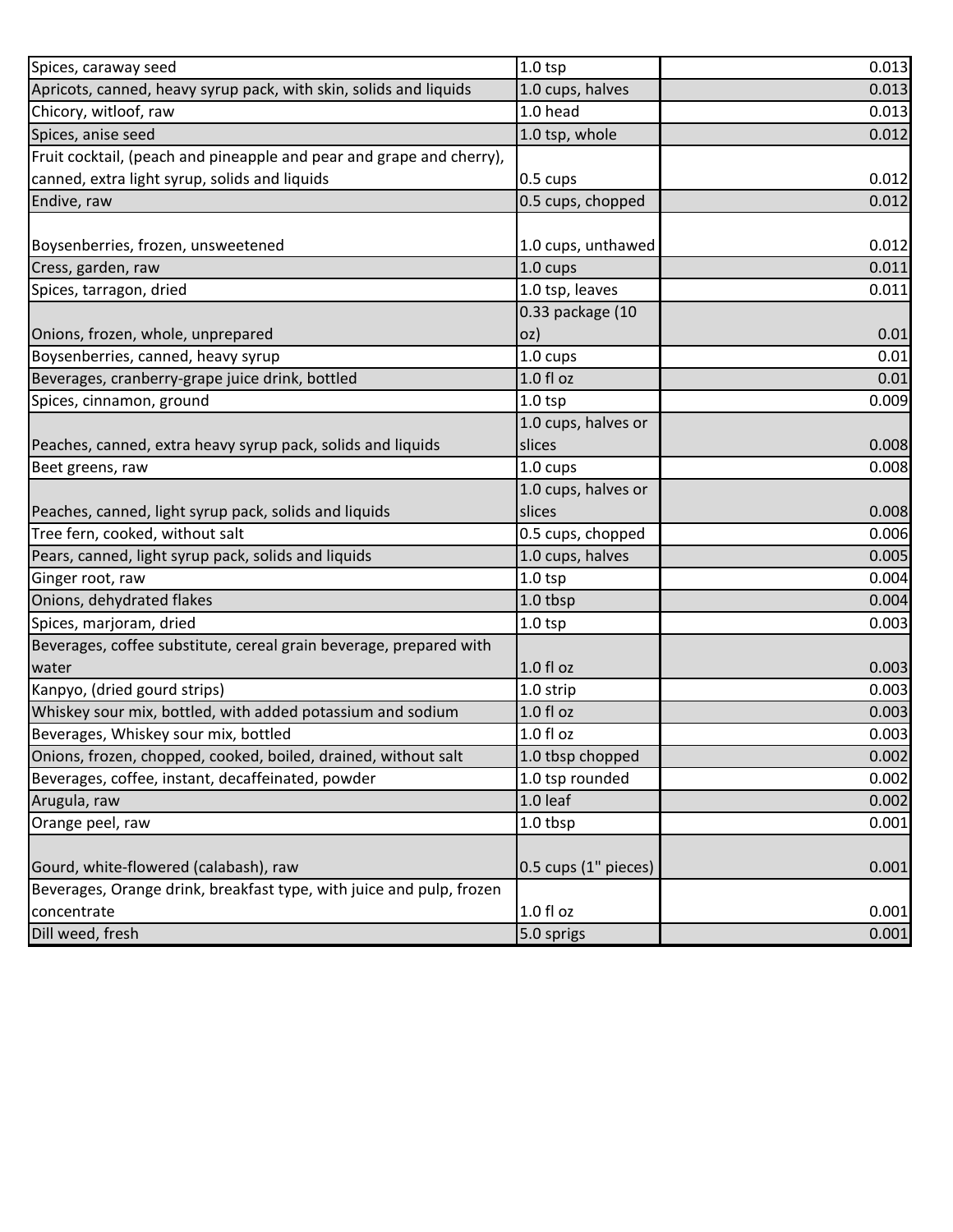| | | |
|---|---|---|
| Spices, caraway seed | 1.0 tsp | 0.013 |
| Apricots, canned, heavy syrup pack, with skin, solids and liquids | 1.0 cups, halves | 0.013 |
| Chicory, witloof, raw | 1.0 head | 0.013 |
| Spices, anise seed | 1.0 tsp, whole | 0.012 |
| Fruit cocktail, (peach and pineapple and pear and grape and cherry), canned, extra light syrup, solids and liquids | 0.5 cups | 0.012 |
| Endive, raw | 0.5 cups, chopped | 0.012 |
| Boysenberries, frozen, unsweetened | 1.0 cups, unthawed | 0.012 |
| Cress, garden, raw | 1.0 cups | 0.011 |
| Spices, tarragon, dried | 1.0 tsp, leaves | 0.011 |
| Onions, frozen, whole, unprepared | 0.33 package (10 oz) | 0.01 |
| Boysenberries, canned, heavy syrup | 1.0 cups | 0.01 |
| Beverages, cranberry-grape juice drink, bottled | 1.0 fl oz | 0.01 |
| Spices, cinnamon, ground | 1.0 tsp | 0.009 |
| Peaches, canned, extra heavy syrup pack, solids and liquids | 1.0 cups, halves or slices | 0.008 |
| Beet greens, raw | 1.0 cups | 0.008 |
| Peaches, canned, light syrup pack, solids and liquids | 1.0 cups, halves or slices | 0.008 |
| Tree fern, cooked, without salt | 0.5 cups, chopped | 0.006 |
| Pears, canned, light syrup pack, solids and liquids | 1.0 cups, halves | 0.005 |
| Ginger root, raw | 1.0 tsp | 0.004 |
| Onions, dehydrated flakes | 1.0 tbsp | 0.004 |
| Spices, marjoram, dried | 1.0 tsp | 0.003 |
| Beverages, coffee substitute, cereal grain beverage, prepared with water | 1.0 fl oz | 0.003 |
| Kanpyo, (dried gourd strips) | 1.0 strip | 0.003 |
| Whiskey sour mix, bottled, with added potassium and sodium | 1.0 fl oz | 0.003 |
| Beverages, Whiskey sour mix, bottled | 1.0 fl oz | 0.003 |
| Onions, frozen, chopped, cooked, boiled, drained, without salt | 1.0 tbsp chopped | 0.002 |
| Beverages, coffee, instant, decaffeinated, powder | 1.0 tsp rounded | 0.002 |
| Arugula, raw | 1.0 leaf | 0.002 |
| Orange peel, raw | 1.0 tbsp | 0.001 |
| Gourd, white-flowered (calabash), raw | 0.5 cups (1" pieces) | 0.001 |
| Beverages, Orange drink, breakfast type, with juice and pulp, frozen concentrate | 1.0 fl oz | 0.001 |
| Dill weed, fresh | 5.0 sprigs | 0.001 |